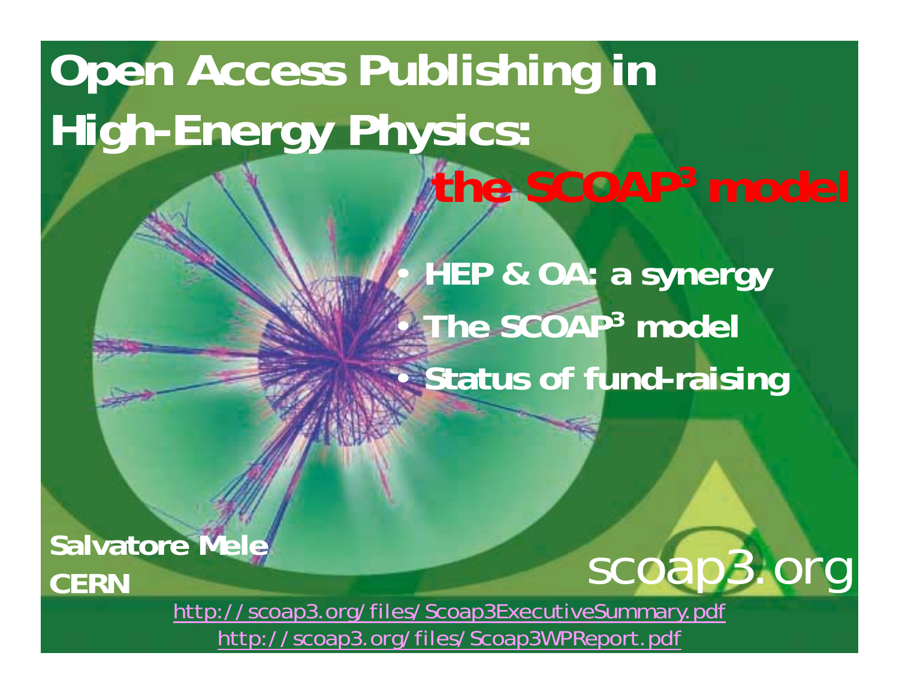# Open Access Publishing in High-Energy Physics: the SCOAP$^3$ model

- HEP & OA: a synergy
- The SCOAP$^3$ model
- Status of fund-raising

**Salvatore Mele**
**CERN**

scoap3.org

http://scoap3.org/files/Scoap3ExecutiveSummary.pdf
http://scoap3.org/files/Scoap3WPReport.pdf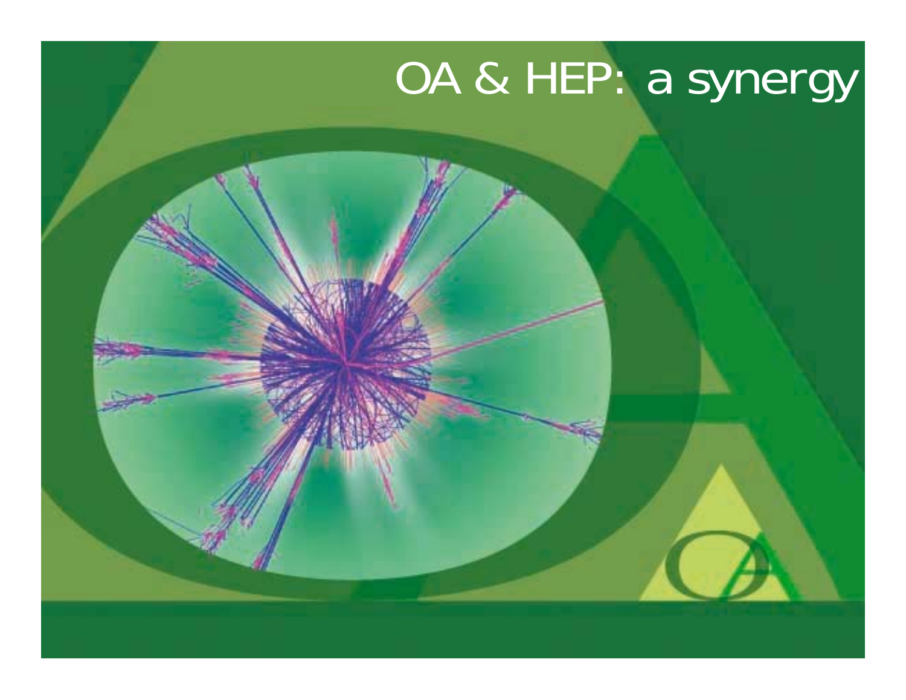# OA & HEP: a synergy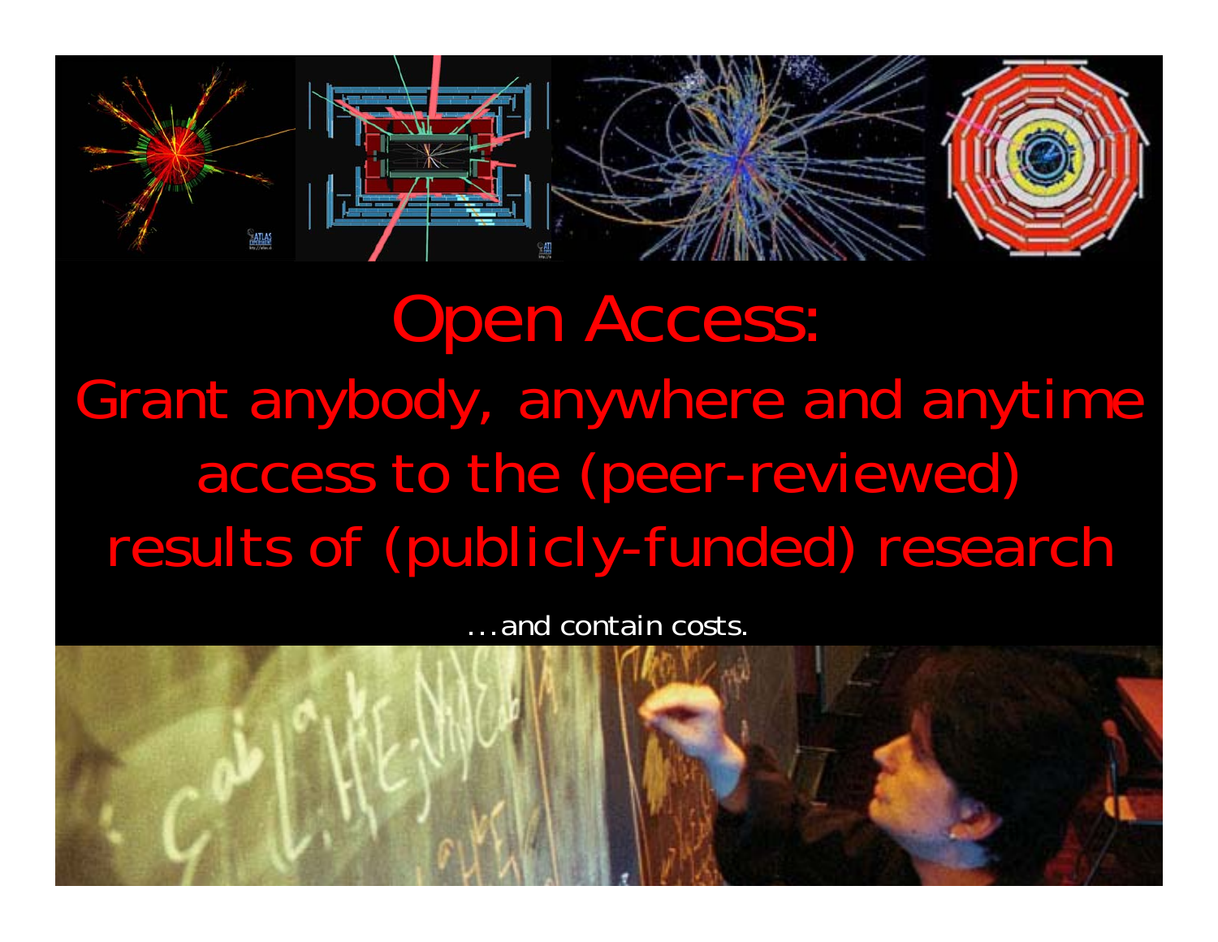# Open Access:

## Grant anybody, anywhere and anytime access to the (peer-reviewed) results of (publicly-funded) research

...and contain costs.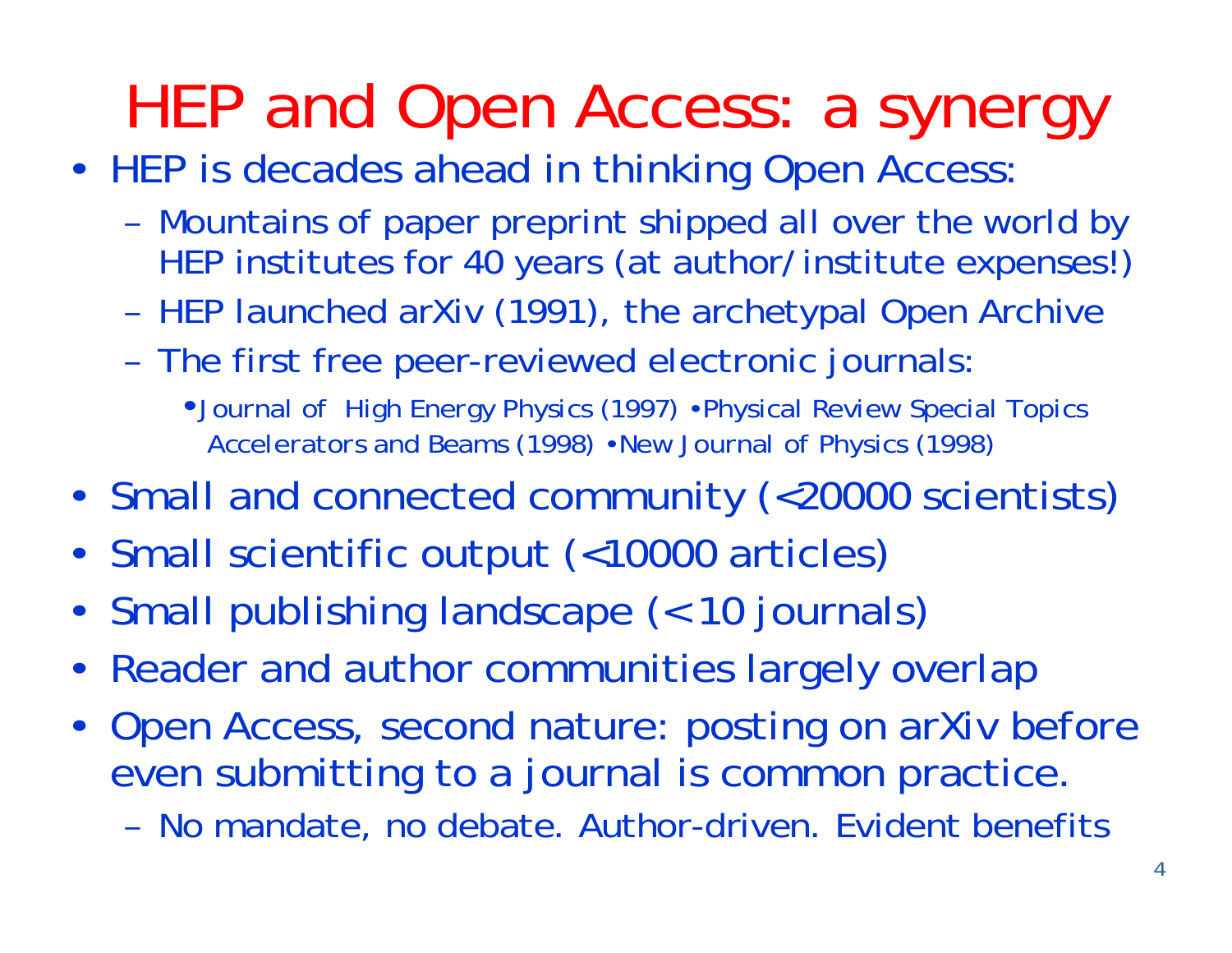# HEP and Open Access: a synergy

- HEP is decades ahead in thinking Open Access:
  - Mountains of paper preprint shipped all over the world by HEP institutes for 40 years (at author/institute expenses!)
  - HEP launched arXiv (1991), the archetypal Open Archive
  - The first free peer-reviewed electronic journals:
    - Journal of High Energy Physics (1997) • Physical Review Special Topics Accelerators and Beams (1998) • New Journal of Physics (1998)
- Small and connected community (<20000 scientists)
- Small scientific output (<10000 articles)
- Small publishing landscape (< 10 journals)
- Reader and author communities largely overlap
- Open Access, second nature: posting on arXiv before even submitting to a journal is common practice.
  - No mandate, no debate. Author-driven. Evident benefits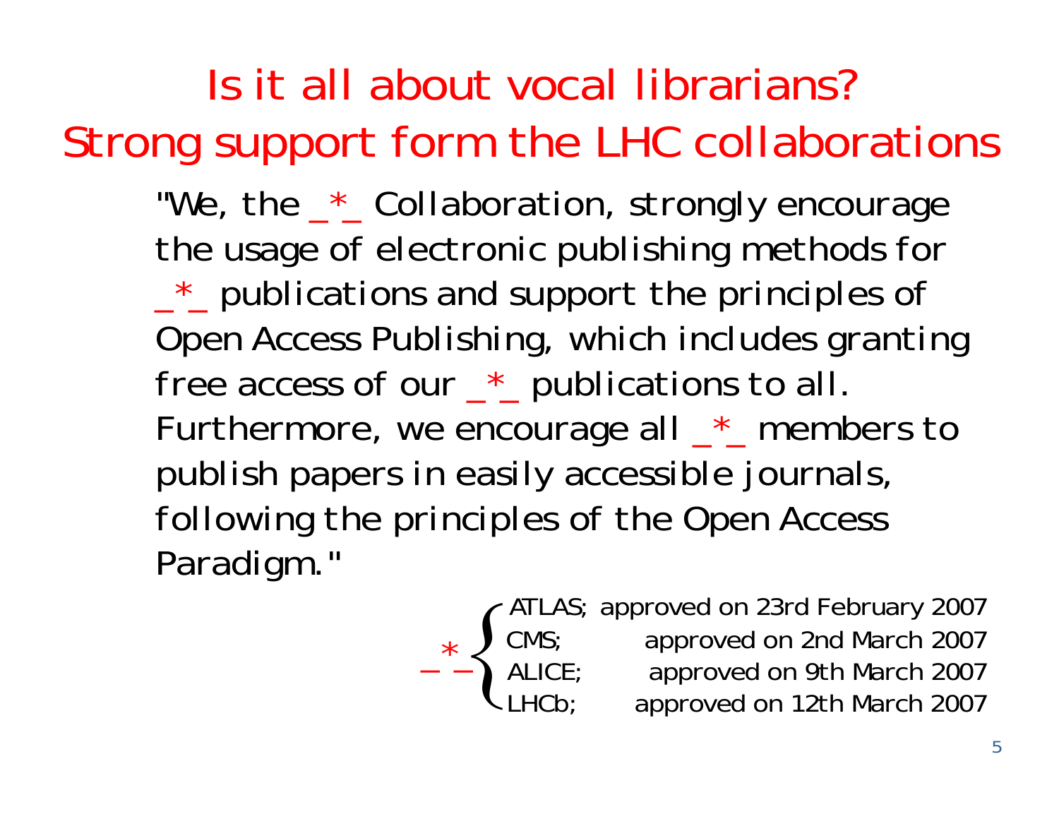# Is it all about vocal librarians?
# Strong support form the LHC collaborations

"We, the _*_ Collaboration, strongly encourage the usage of electronic publishing methods for _*_ publications and support the principles of Open Access Publishing, which includes granting free access of our _*_ publications to all. Furthermore, we encourage all _*_ members to publish papers in easily accessible journals, following the principles of the Open Access Paradigm."

_*_ :
- ATLAS; approved on 23rd February 2007
- CMS; approved on 2nd March 2007
- ALICE; approved on 9th March 2007
- LHCb; approved on 12th March 2007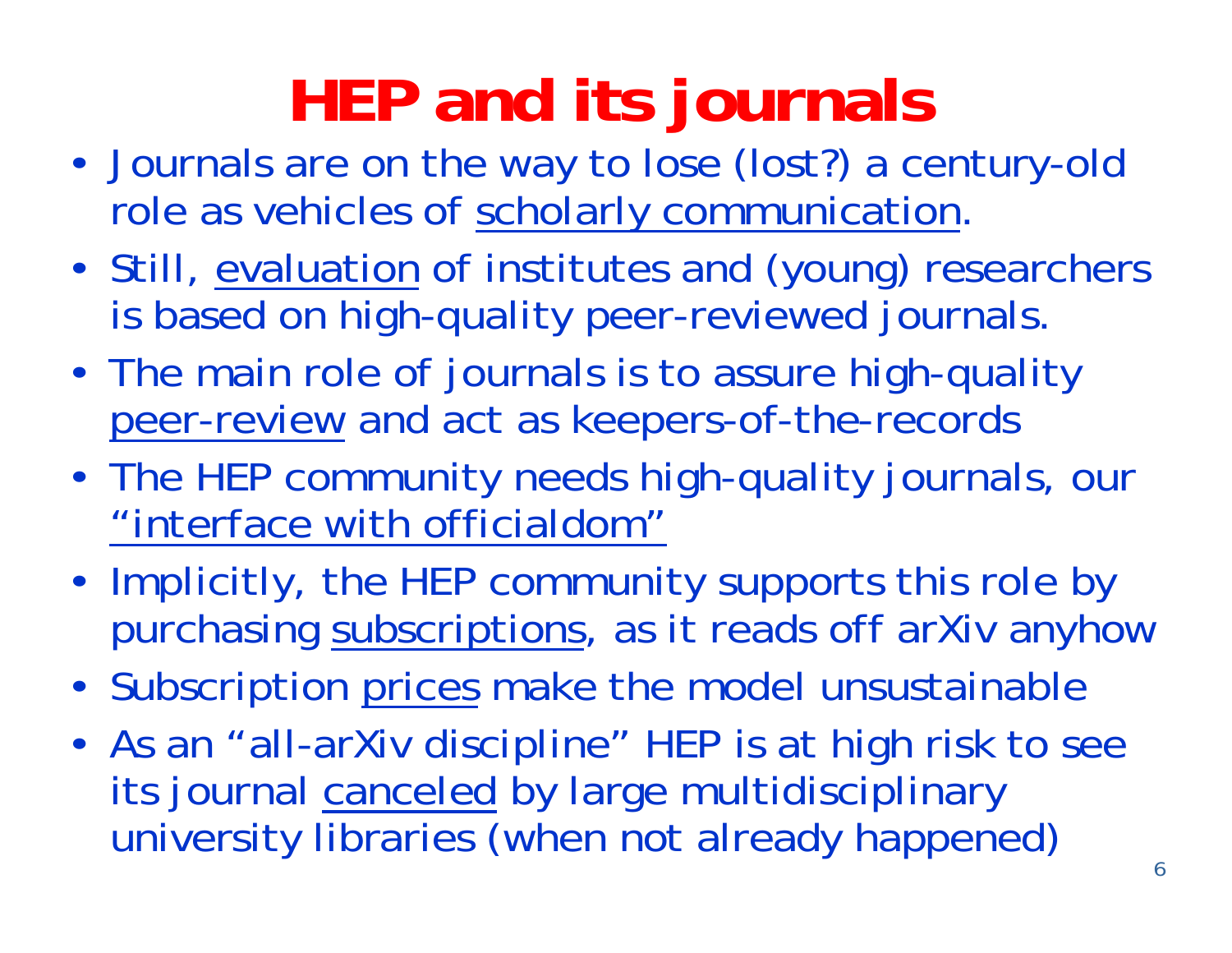# HEP and its journals

- Journals are on the way to lose (lost?) a century-old role as vehicles of scholarly communication.
- Still, evaluation of institutes and (young) researchers is based on high-quality peer-reviewed journals.
- The main role of journals is to assure high-quality peer-review and act as keepers-of-the-records
- The HEP community needs high-quality journals, our "interface with officialdom"
- Implicitly, the HEP community supports this role by purchasing subscriptions, as it reads off arXiv anyhow
- Subscription prices make the model unsustainable
- As an "all-arXiv discipline" HEP is at high risk to see its journal canceled by large multidisciplinary university libraries (when not already happened)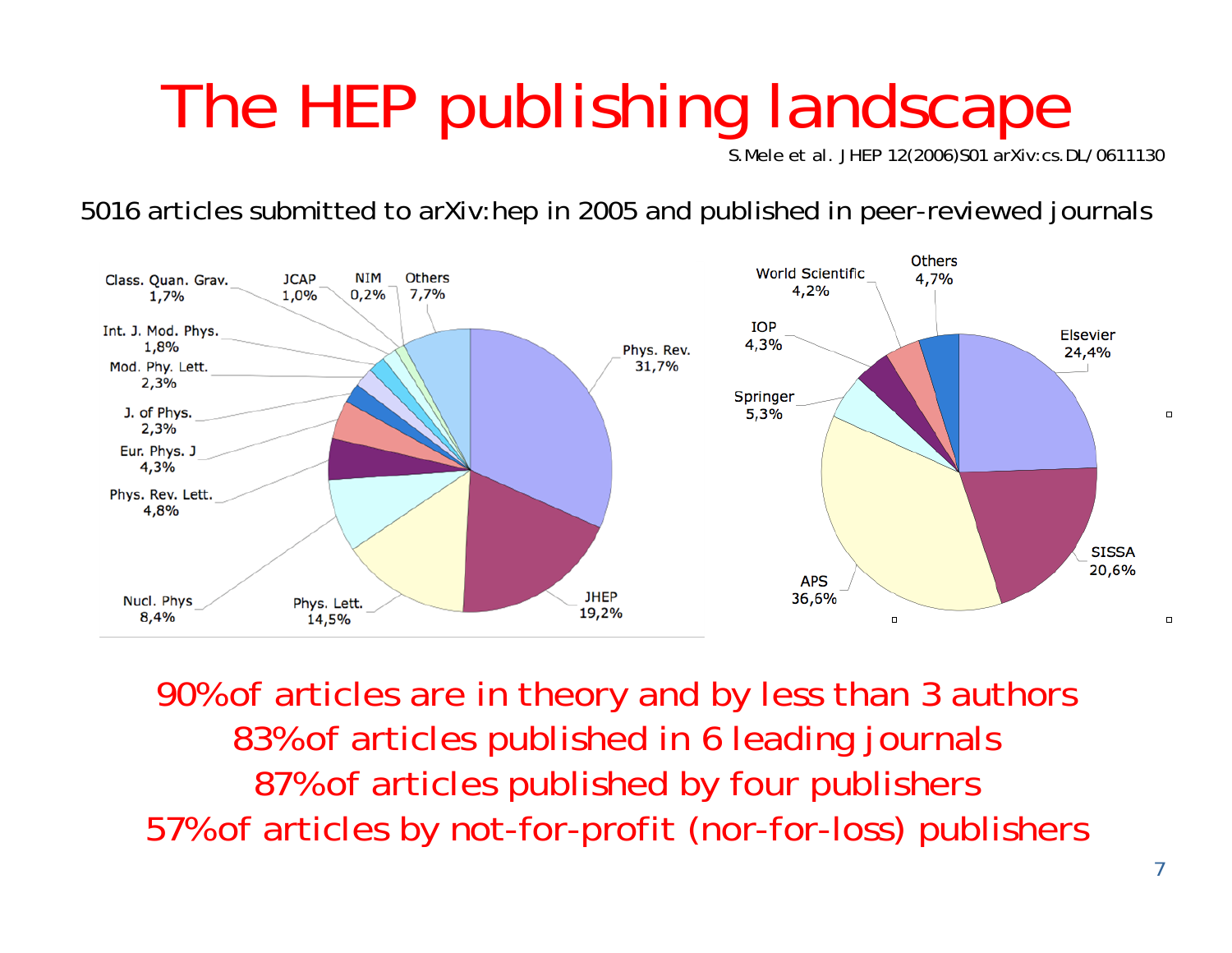# The HEP publishing landscape

S.Mele et al. JHEP 12(2006)S01 arXiv:cs.DL/0611130

5016 articles submitted to arXiv:hep in 2005 and published in peer-reviewed journals

| Journal | Share |
|---|---|
| Phys. Rev. | 31,7% |
| JHEP | 19,2% |
| Phys. Lett. | 14,5% |
| Nucl. Phys | 8,4% |
| Phys. Rev. Lett. | 4,8% |
| Eur. Phys. J | 4,3% |
| J. of Phys. | 2,3% |
| Mod. Phy. Lett. | 2,3% |
| Int. J. Mod. Phys. | 1,8% |
| Class. Quan. Grav. | 1,7% |
| JCAP | 1,0% |
| NIM | 0,2% |
| Others | 7,7% |

| Publisher | Share |
|---|---|
| APS | 36,6% |
| Elsevier | 24,4% |
| SISSA | 20,6% |
| Springer | 5,3% |
| IOP | 4,3% |
| World Scientific | 4,2% |
| Others | 4,7% |

90% of articles are in theory and by less than 3 authors
83% of articles published in 6 leading journals
87% of articles published by four publishers
57% of articles by not-for-profit (nor-for-loss) publishers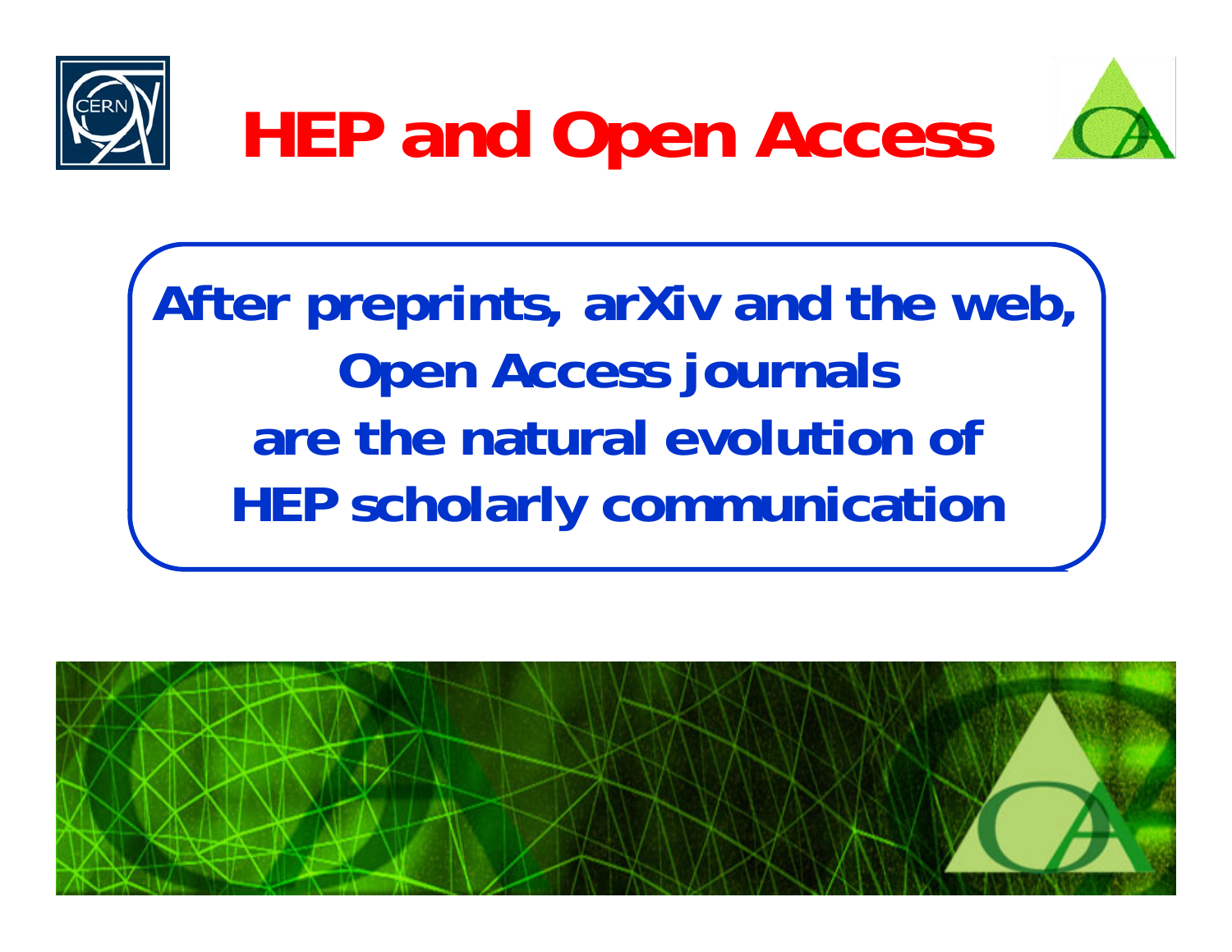# HEP and Open Access

**After preprints, arXiv and the web, Open Access journals are the natural evolution of HEP scholarly communication**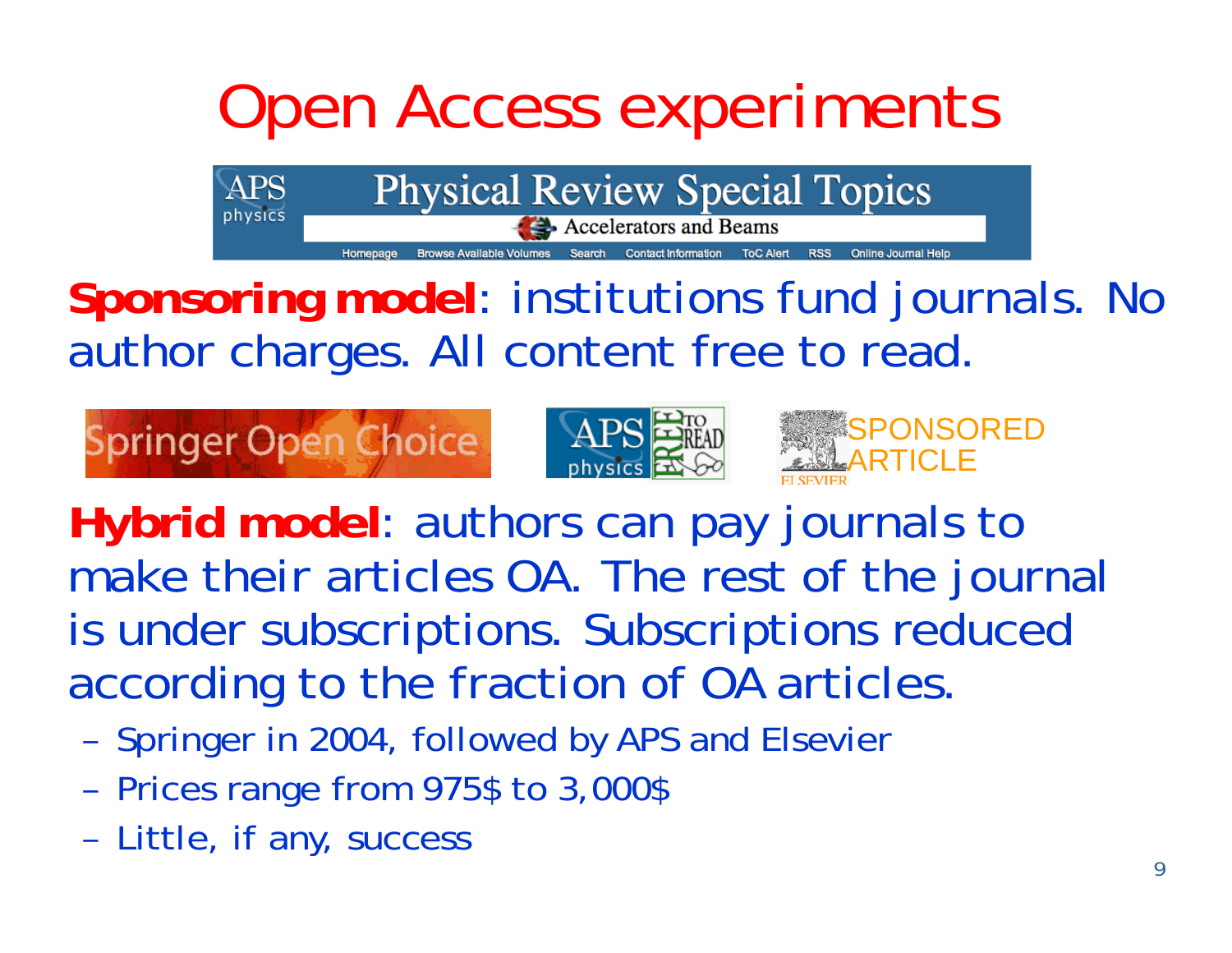# Open Access experiments

**Sponsoring model**: institutions fund journals. No author charges. All content free to read.

**Hybrid model**: authors can pay journals to make their articles OA. The rest of the journal is under subscriptions. Subscriptions reduced according to the fraction of OA articles.

- Springer in 2004, followed by APS and Elsevier
- Prices range from 975$ to 3,000$
- Little, if any, success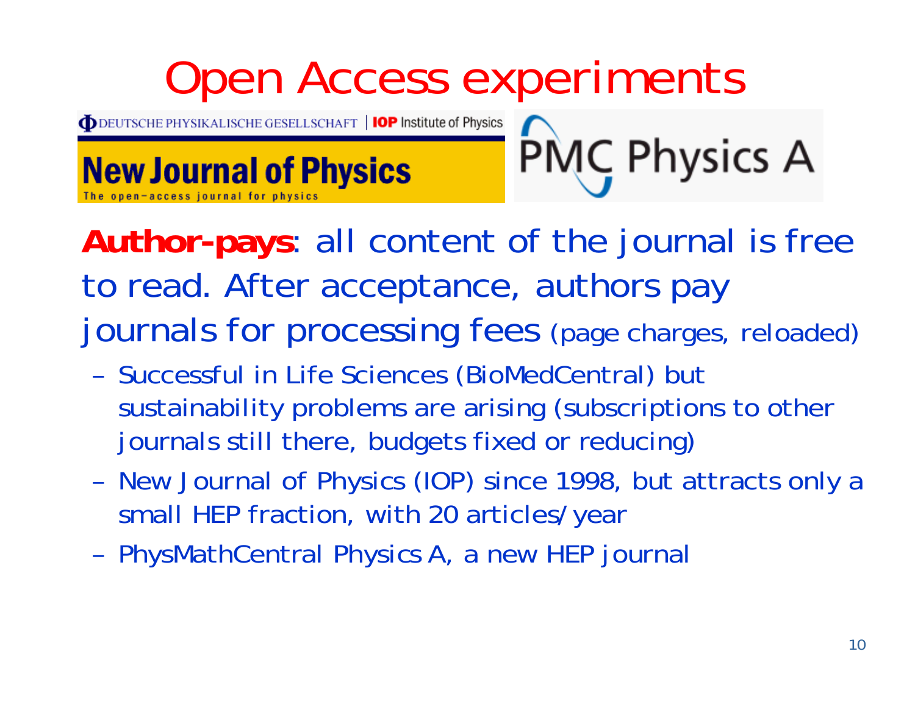# Open Access experiments

DEUTSCHE PHYSIKALISCHE GESELLSCHAFT | IOP Institute of Physics

**New Journal of Physics**
The open-access journal for physics

PMC Physics A

**Author-pays**: all content of the journal is free to read. After acceptance, authors pay journals for processing fees (page charges, reloaded)

- Successful in Life Sciences (BioMedCentral) but sustainability problems are arising (subscriptions to other journals still there, budgets fixed or reducing)
- New Journal of Physics (IOP) since 1998, but attracts only a small HEP fraction, with 20 articles/year
- PhysMathCentral Physics A, a new HEP journal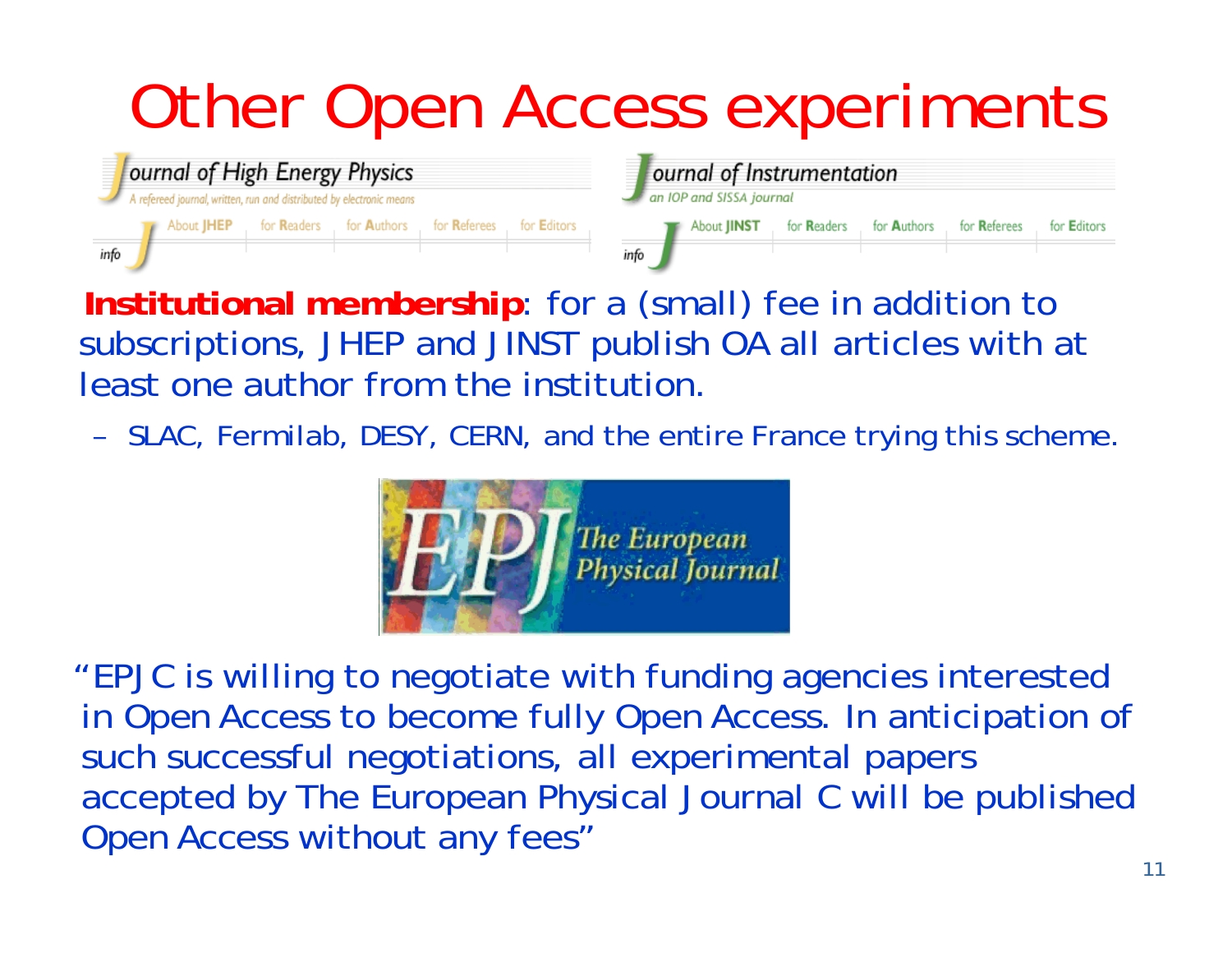# Other Open Access experiments

Journal of High Energy Physics
A refereed journal, written, run and distributed by electronic means
info | About JHEP | for Readers | for Authors | for Referees | for Editors

Journal of Instrumentation
an IOP and SISSA journal
info | About JINST | for Readers | for Authors | for Referees | for Editors

**Institutional membership**: for a (small) fee in addition to subscriptions, JHEP and JINST publish OA all articles with at least one author from the institution.

- SLAC, Fermilab, DESY, CERN, and the entire France trying this scheme.

EPJ The European Physical Journal

"EPJC is willing to negotiate with funding agencies interested in Open Access to become fully Open Access. In anticipation of such successful negotiations, all experimental papers accepted by The European Physical Journal C will be published Open Access without any fees"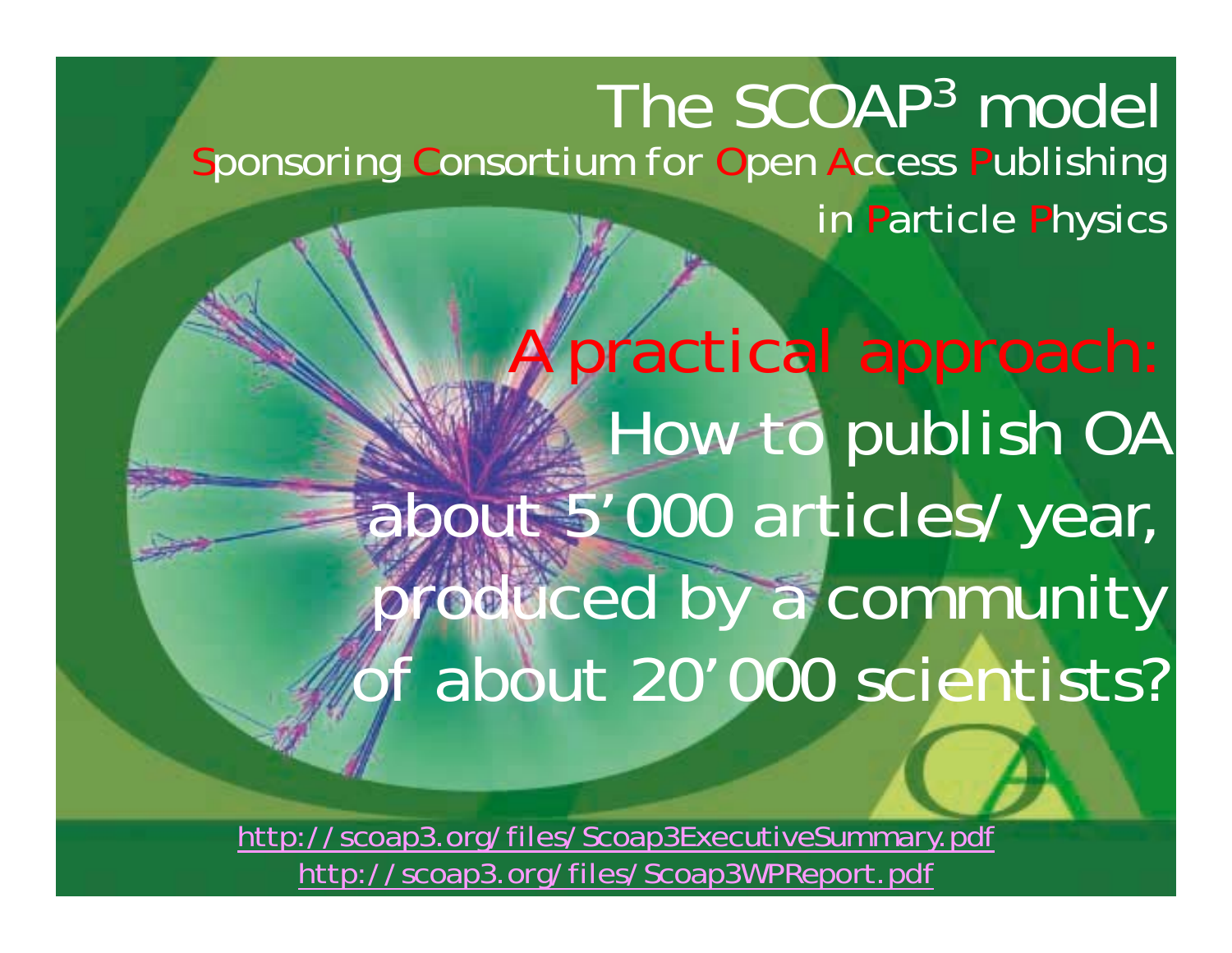# The SCOAP$^3$ model

Sponsoring Consortium for Open Access Publishing in Particle Physics

## A practical approach:

How to publish OA about 5'000 articles/year, produced by a community of about 20'000 scientists?

http://scoap3.org/files/Scoap3ExecutiveSummary.pdf

http://scoap3.org/files/Scoap3WPReport.pdf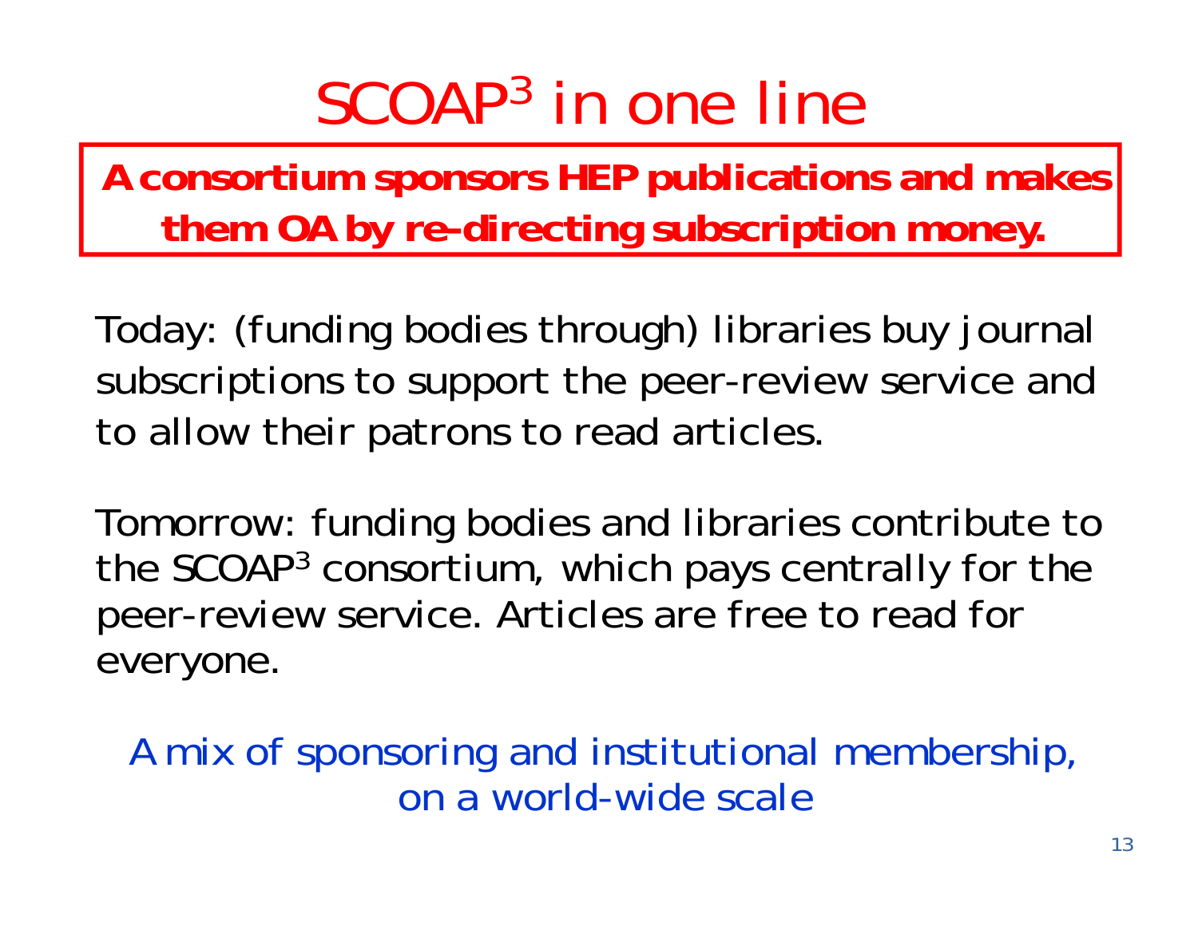# SCOAP$^3$ in one line

**A consortium sponsors HEP publications and makes them OA by re-directing subscription money.**

Today: (funding bodies through) libraries buy journal subscriptions to support the peer-review service and to allow their patrons to read articles.

Tomorrow: funding bodies and libraries contribute to the SCOAP$^3$ consortium, which pays centrally for the peer-review service. Articles are free to read for everyone.

A mix of sponsoring and institutional membership, on a world-wide scale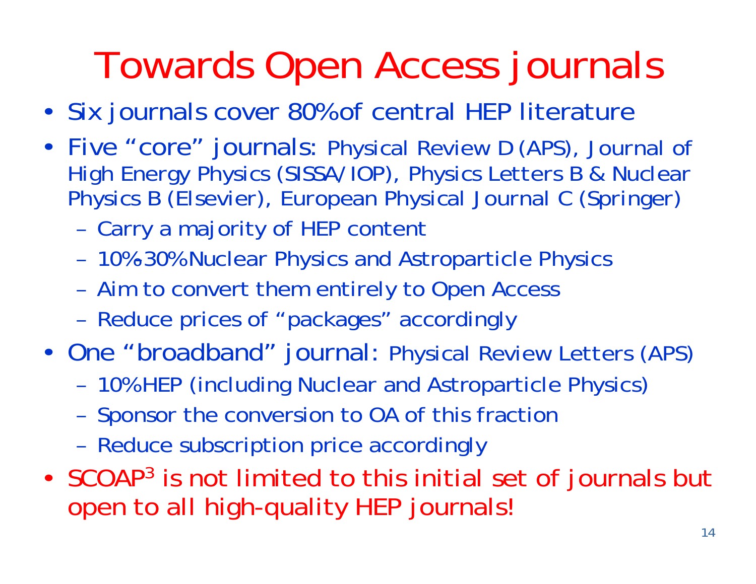# Towards Open Access journals

- Six journals cover 80% of central HEP literature
- Five "core" journals: Physical Review D (APS), Journal of High Energy Physics (SISSA/IOP), Physics Letters B & Nuclear Physics B (Elsevier), European Physical Journal C (Springer)
  - Carry a majority of HEP content
  - 10%-30% Nuclear Physics and Astroparticle Physics
  - Aim to convert them entirely to Open Access
  - Reduce prices of "packages" accordingly
- One "broadband" journal: Physical Review Letters (APS)
  - 10% HEP (including Nuclear and Astroparticle Physics)
  - Sponsor the conversion to OA of this fraction
  - Reduce subscription price accordingly
- SCOAP$^3$ is not limited to this initial set of journals but open to all high-quality HEP journals!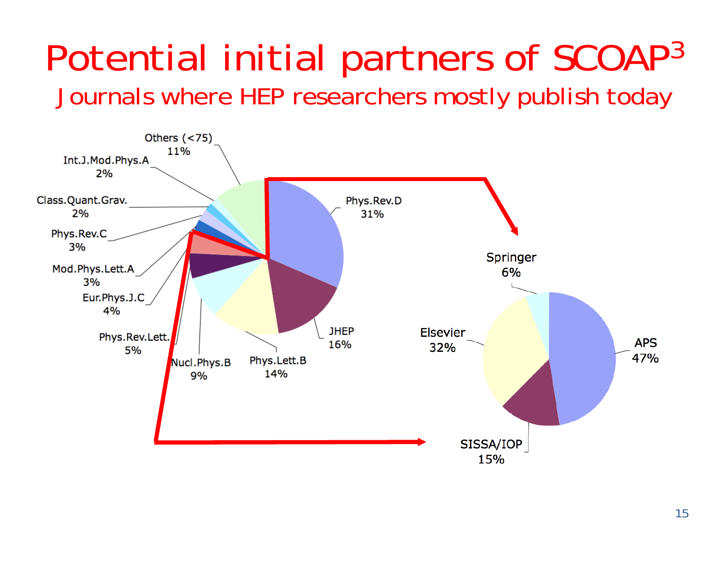# Potential initial partners of SCOAP$^3$

## Journals where HEP researchers mostly publish today

| Journal | Share |
| --- | --- |
| Phys.Rev.D | 31% |
| JHEP | 16% |
| Phys.Lett.B | 14% |
| Nucl.Phys.B | 9% |
| Phys.Rev.Lett. | 5% |
| Eur.Phys.J.C | 4% |
| Mod.Phys.Lett.A | 3% |
| Phys.Rev.C | 3% |
| Class.Quant.Grav. | 2% |
| Int.J.Mod.Phys.A | 2% |
| Others (<75) | 11% |

| Publisher | Share |
| --- | --- |
| APS | 47% |
| Elsevier | 32% |
| SISSA/IOP | 15% |
| Springer | 6% |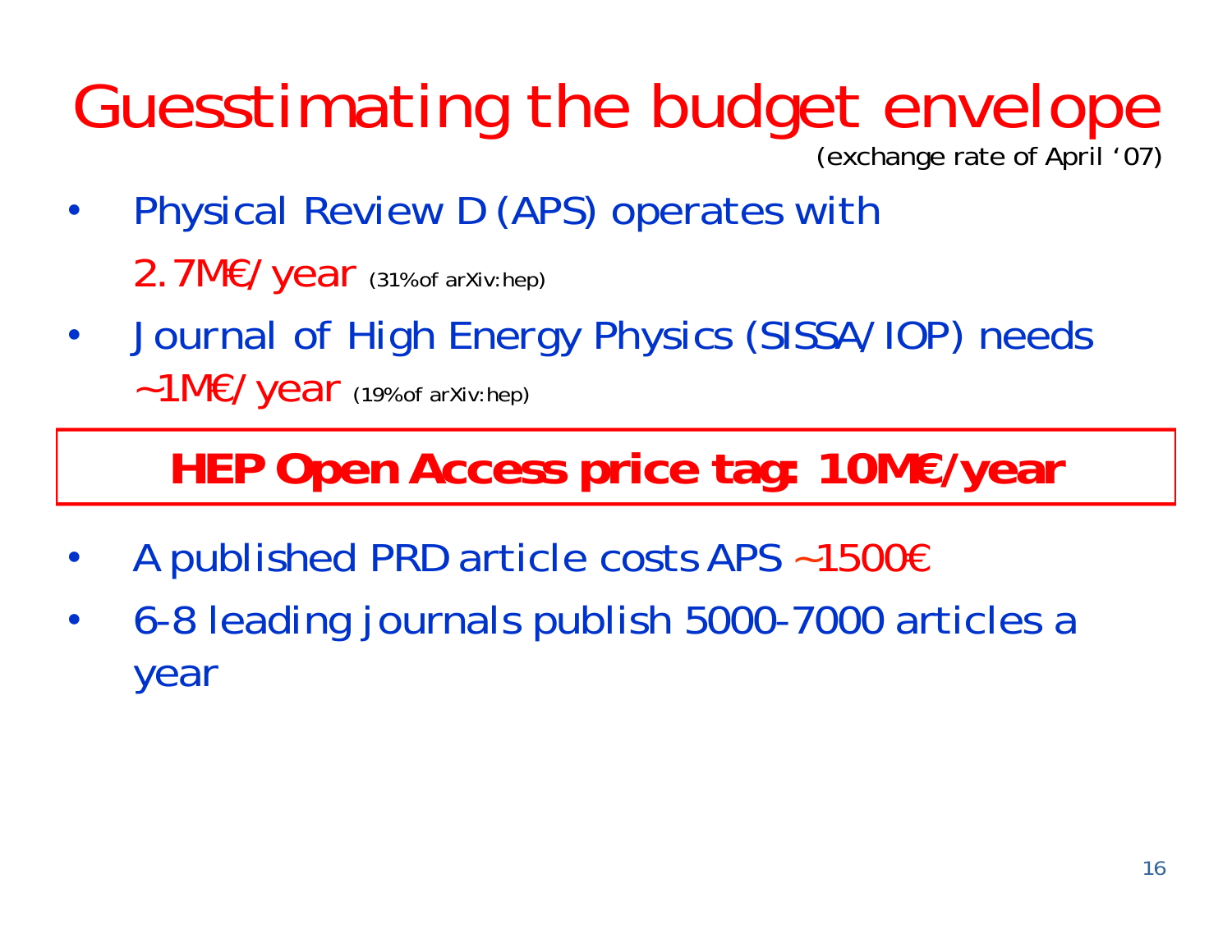# Guesstimating the budget envelope

(exchange rate of April '07)

- Physical Review D (APS) operates with 2.7M€/year (31% of arXiv:hep)
- Journal of High Energy Physics (SISSA/IOP) needs ~1M€/year (19% of arXiv:hep)

**HEP Open Access price tag: 10M€/year**

- A published PRD article costs APS ~1500€
- 6-8 leading journals publish 5000-7000 articles a year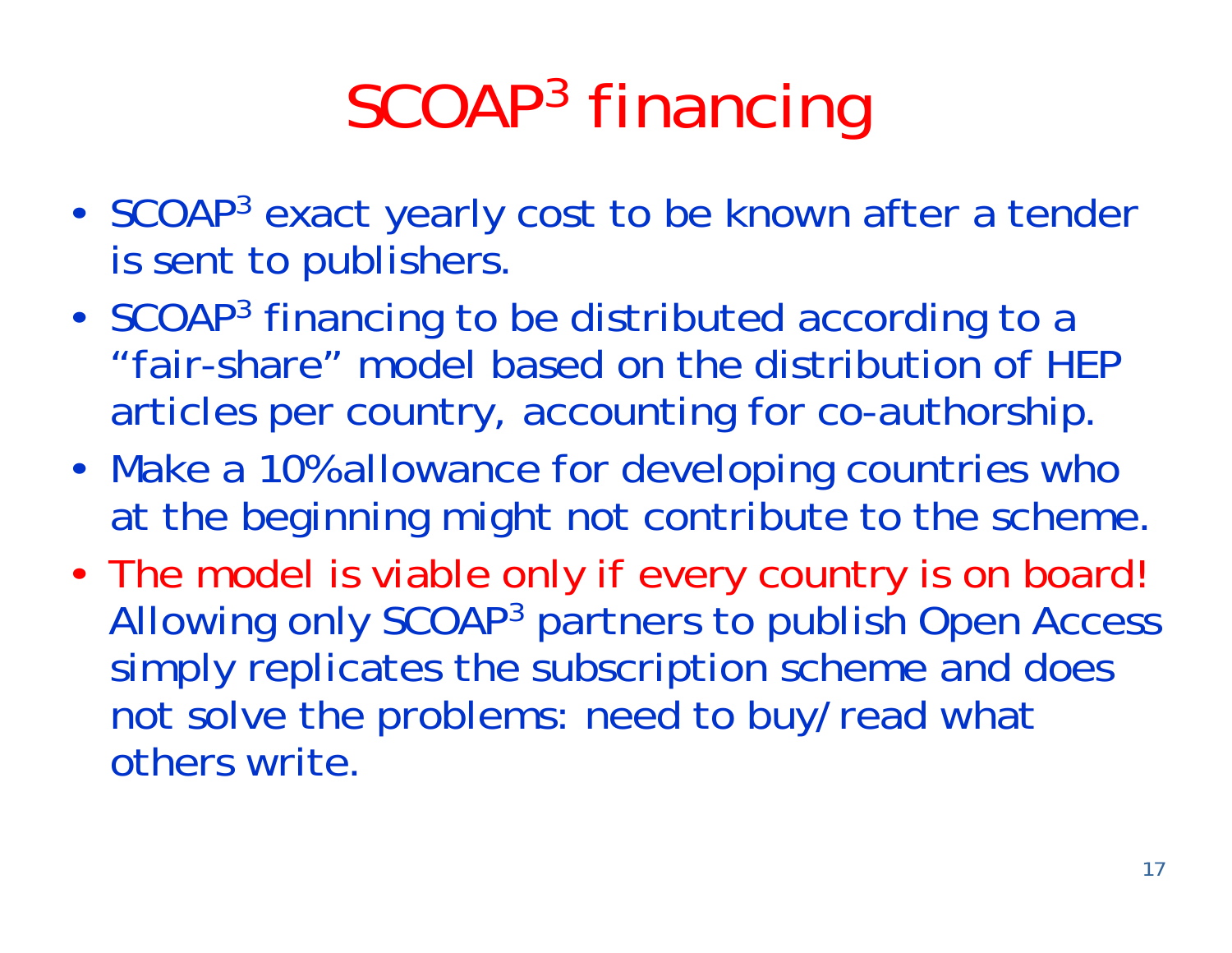# SCOAP$^3$ financing

- SCOAP$^3$ exact yearly cost to be known after a tender is sent to publishers.
- SCOAP$^3$ financing to be distributed according to a "fair-share" model based on the distribution of HEP articles per country, accounting for co-authorship.
- Make a 10% allowance for developing countries who at the beginning might not contribute to the scheme.
- The model is viable only if every country is on board! Allowing only SCOAP$^3$ partners to publish Open Access simply replicates the subscription scheme and does not solve the problems: need to buy/read what others write.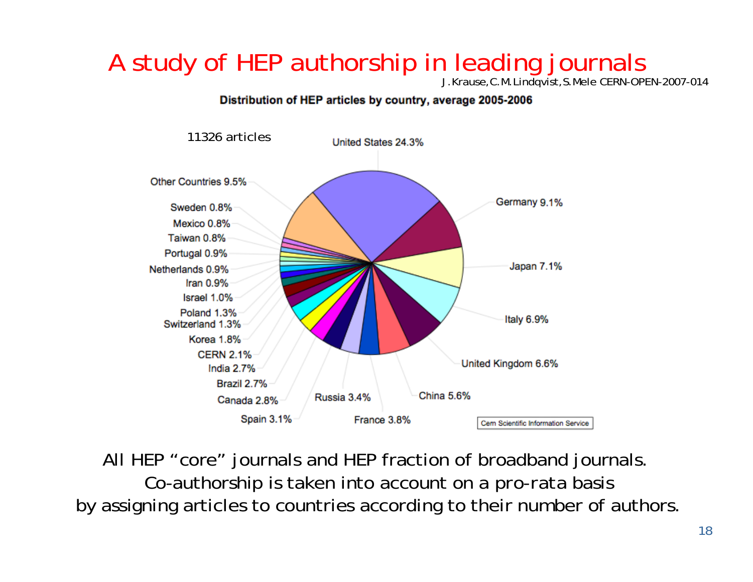# A study of HEP authorship in leading journals

J. Krause, C. M. Lindqvist, S. Mele CERN-OPEN-2007-014

**Distribution of HEP articles by country, average 2005-2006**

11326 articles

| Country | Share |
|---|---|
| United States | 24.3% |
| Germany | 9.1% |
| Japan | 7.1% |
| Italy | 6.9% |
| United Kingdom | 6.6% |
| China | 5.6% |
| France | 3.8% |
| Russia | 3.4% |
| Spain | 3.1% |
| Canada | 2.8% |
| Brazil | 2.7% |
| India | 2.7% |
| CERN | 2.1% |
| Korea | 1.8% |
| Switzerland | 1.3% |
| Poland | 1.3% |
| Israel | 1.0% |
| Iran | 0.9% |
| Netherlands | 0.9% |
| Portugal | 0.9% |
| Taiwan | 0.8% |
| Mexico | 0.8% |
| Sweden | 0.8% |
| Other Countries | 9.5% |

Cern Scientific Information Service

All HEP "core" journals and HEP fraction of broadband journals.
Co-authorship is taken into account on a pro-rata basis
by assigning articles to countries according to their number of authors.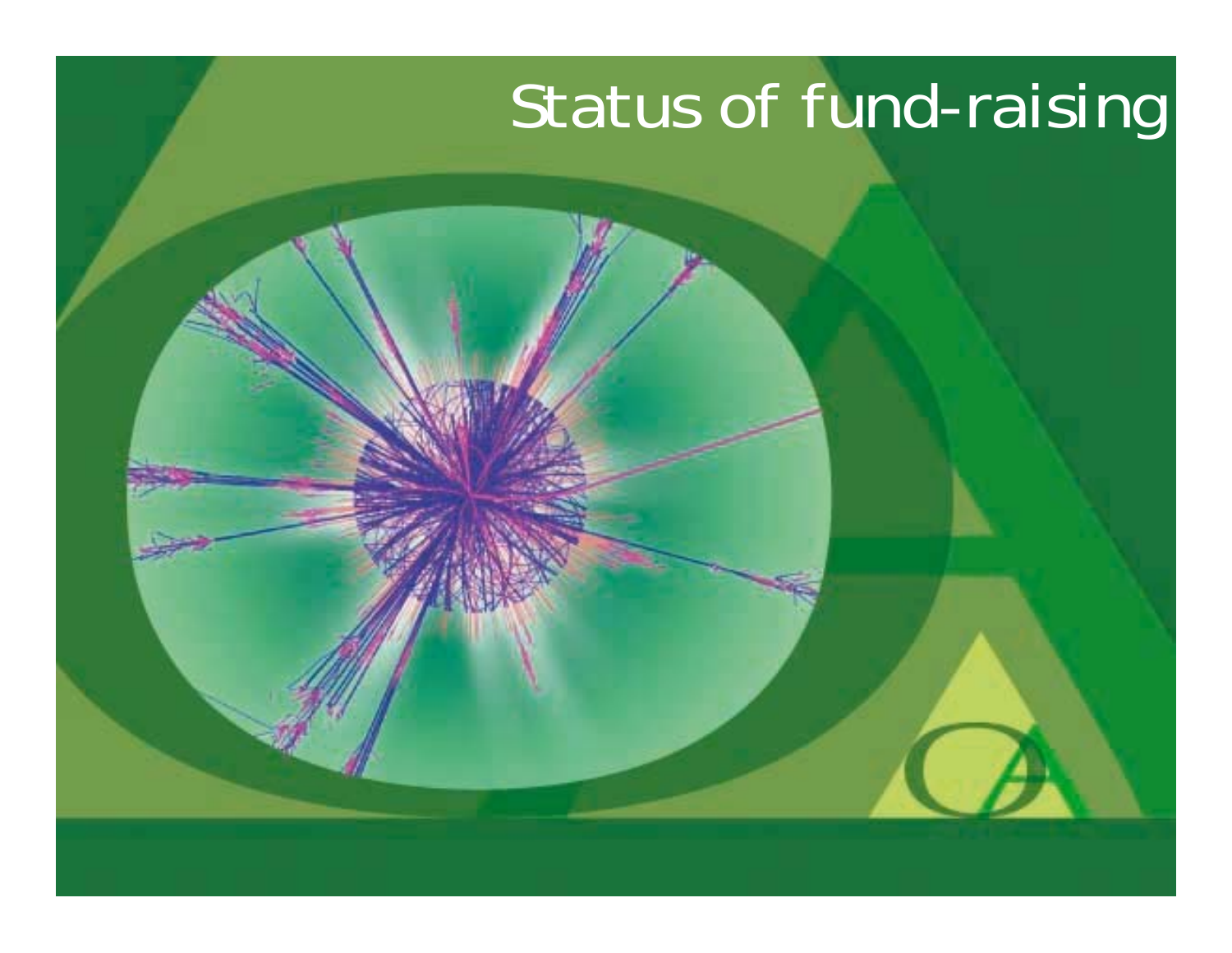# Status of fund-raising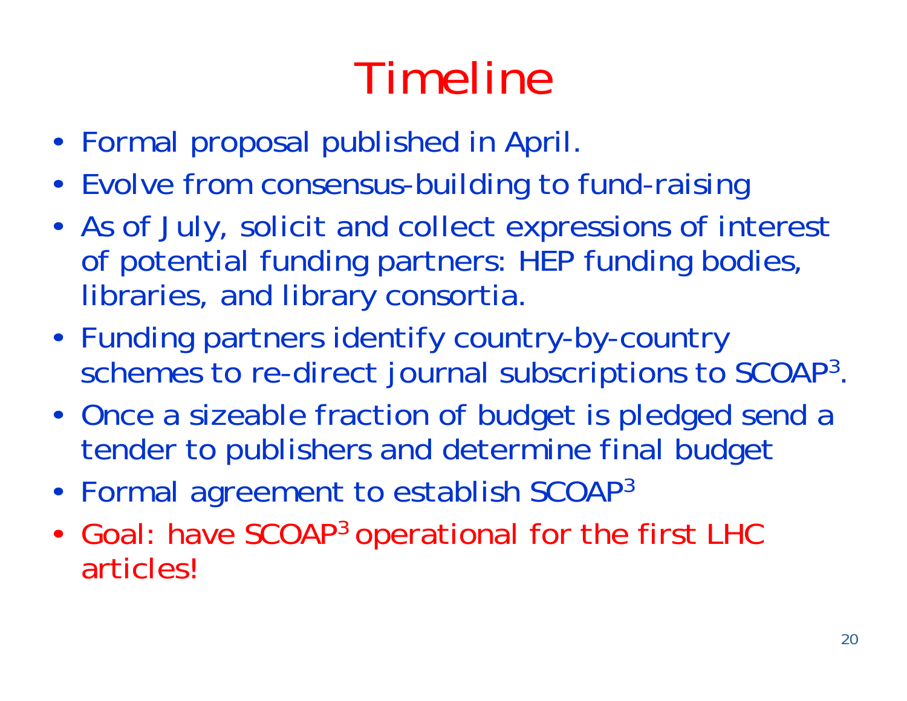# Timeline

- Formal proposal published in April.
- Evolve from consensus-building to fund-raising
- As of July, solicit and collect expressions of interest of potential funding partners: HEP funding bodies, libraries, and library consortia.
- Funding partners identify country-by-country schemes to re-direct journal subscriptions to $SCOAP^3$.
- Once a sizeable fraction of budget is pledged send a tender to publishers and determine final budget
- Formal agreement to establish $SCOAP^3$
- Goal: have $SCOAP^3$ operational for the first LHC articles!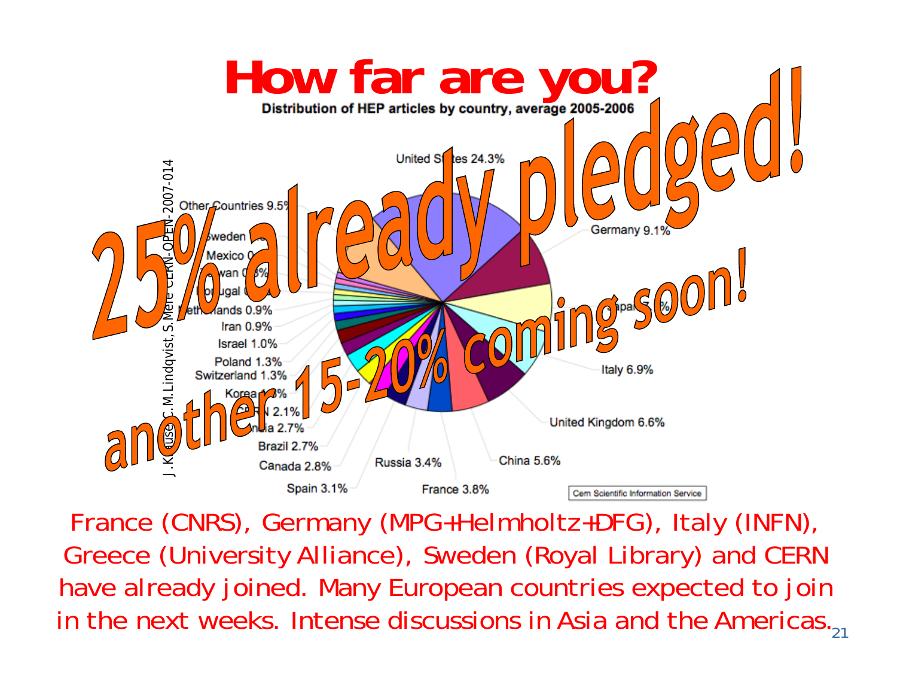# How far are you?

**Distribution of HEP articles by country, average 2005-2006**

United States 24.3%, Germany 9.1%, Japan 7.?%, Italy 6.9%, United Kingdom 6.6%, China 5.6%, France 3.8%, Russia 3.4%, Spain 3.1%, Canada 2.8%, Brazil 2.7%, India 2.7%, CERN 2.1%, Korea 1.?%, Switzerland 1.3%, Poland 1.3%, Israel 1.0%, Iran 0.9%, Netherlands 0.9%, Portugal 0.?%, Taiwan 0.?%, Mexico 0.?%, Sweden ?, Other Countries 9.5%

Cern Scientific Information Service

J. Krause, C.M.Lindqvist, S.Mele CERN-OPEN-2007-014

**25% already pledged!**

**another 15-20% coming soon!**

France (CNRS), Germany (MPG+Helmholtz+DFG), Italy (INFN), Greece (University Alliance), Sweden (Royal Library) and CERN have already joined. Many European countries expected to join in the next weeks. Intense discussions in Asia and the Americas.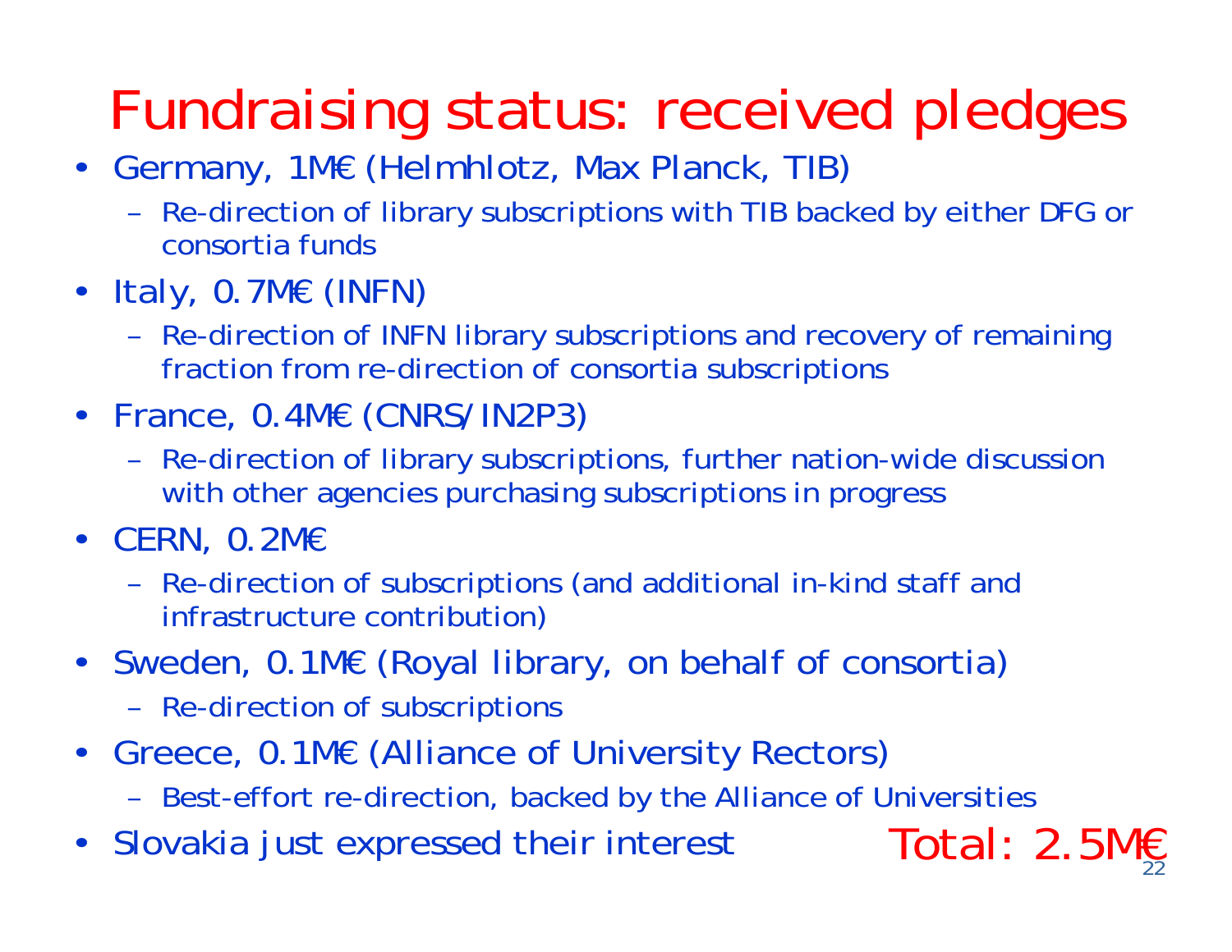# Fundraising status: received pledges

- Germany, 1M€ (Helmhlotz, Max Planck, TIB)
  - Re-direction of library subscriptions with TIB backed by either DFG or consortia funds
- Italy, 0.7M€ (INFN)
  - Re-direction of INFN library subscriptions and recovery of remaining fraction from re-direction of consortia subscriptions
- France, 0.4M€ (CNRS/IN2P3)
  - Re-direction of library subscriptions, further nation-wide discussion with other agencies purchasing subscriptions in progress
- CERN, 0.2M€
  - Re-direction of subscriptions (and additional in-kind staff and infrastructure contribution)
- Sweden, 0.1M€ (Royal library, on behalf of consortia)
  - Re-direction of subscriptions
- Greece, 0.1M€ (Alliance of University Rectors)
  - Best-effort re-direction, backed by the Alliance of Universities
- Slovakia just expressed their interest

Total: 2.5M€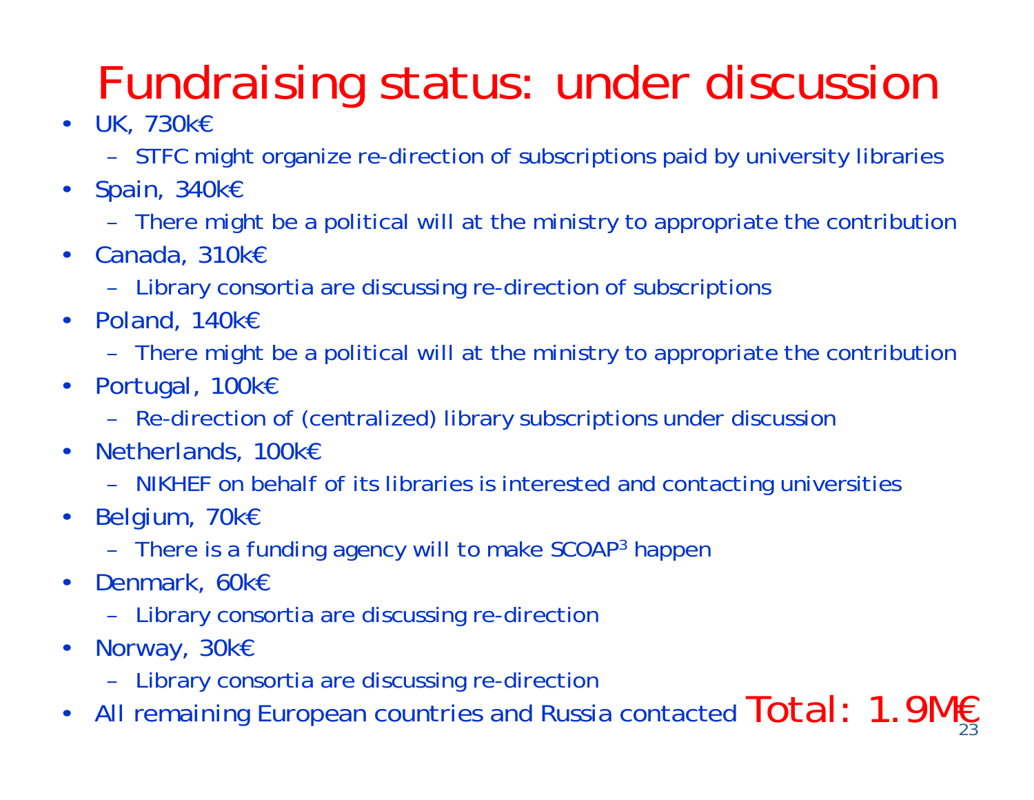# Fundraising status: under discussion

- UK, 730k€
  - STFC might organize re-direction of subscriptions paid by university libraries
- Spain, 340k€
  - There might be a political will at the ministry to appropriate the contribution
- Canada, 310k€
  - Library consortia are discussing re-direction of subscriptions
- Poland, 140k€
  - There might be a political will at the ministry to appropriate the contribution
- Portugal, 100k€
  - Re-direction of (centralized) library subscriptions under discussion
- Netherlands, 100k€
  - NIKHEF on behalf of its libraries is interested and contacting universities
- Belgium, 70k€
  - There is a funding agency will to make SCOAP$^3$ happen
- Denmark, 60k€
  - Library consortia are discussing re-direction
- Norway, 30k€
  - Library consortia are discussing re-direction
- All remaining European countries and Russia contacted

**Total: 1.9M€**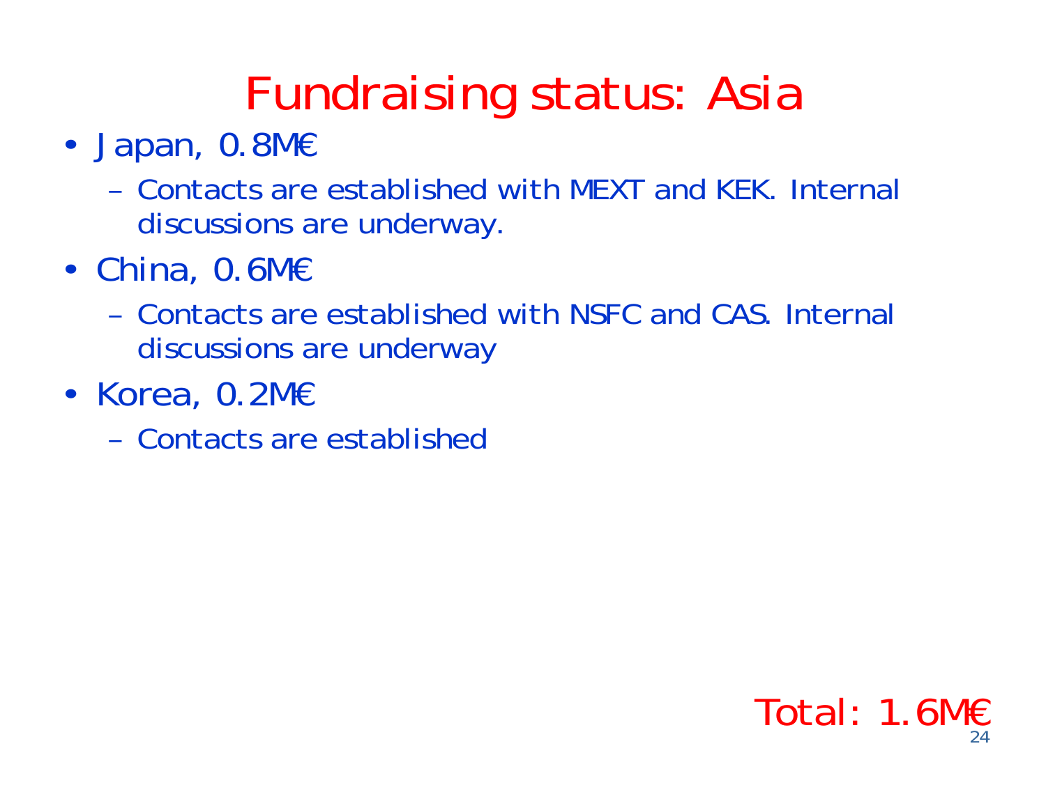# Fundraising status: Asia

- Japan, 0.8M€
  - Contacts are established with MEXT and KEK. Internal discussions are underway.
- China, 0.6M€
  - Contacts are established with NSFC and CAS. Internal discussions are underway
- Korea, 0.2M€
  - Contacts are established

Total: 1.6M€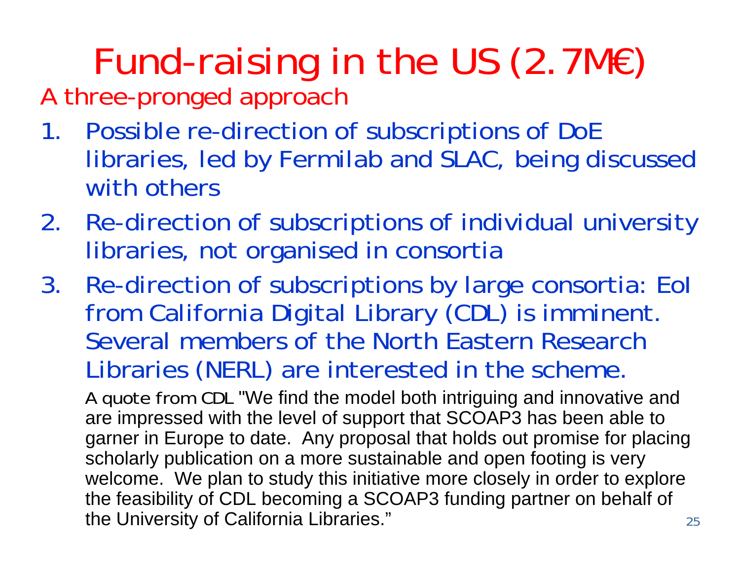# Fund-raising in the US (2.7M€)

## A three-pronged approach

1. Possible re-direction of subscriptions of DoE libraries, led by Fermilab and SLAC, being discussed with others
2. Re-direction of subscriptions of individual university libraries, not organised in consortia
3. Re-direction of subscriptions by large consortia: EoI from California Digital Library (CDL) is imminent. Several members of the North Eastern Research Libraries (NERL) are interested in the scheme.

   A quote from CDL "We find the model both intriguing and innovative and are impressed with the level of support that SCOAP3 has been able to garner in Europe to date. Any proposal that holds out promise for placing scholarly publication on a more sustainable and open footing is very welcome. We plan to study this initiative more closely in order to explore the feasibility of CDL becoming a SCOAP3 funding partner on behalf of the University of California Libraries."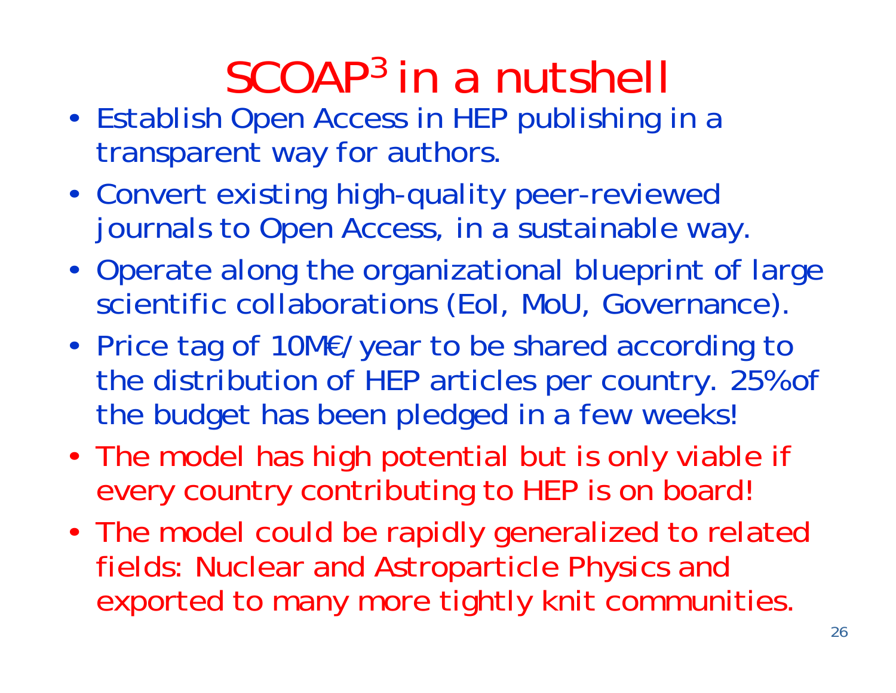# SCOAP$^3$ in a nutshell

- Establish Open Access in HEP publishing in a transparent way for authors.
- Convert existing high-quality peer-reviewed journals to Open Access, in a sustainable way.
- Operate along the organizational blueprint of large scientific collaborations (EoI, MoU, Governance).
- Price tag of 10M€/year to be shared according to the distribution of HEP articles per country. 25% of the budget has been pledged in a few weeks!
- The model has high potential but is only viable if every country contributing to HEP is on board!
- The model could be rapidly generalized to related fields: Nuclear and Astroparticle Physics and exported to many more tightly knit communities.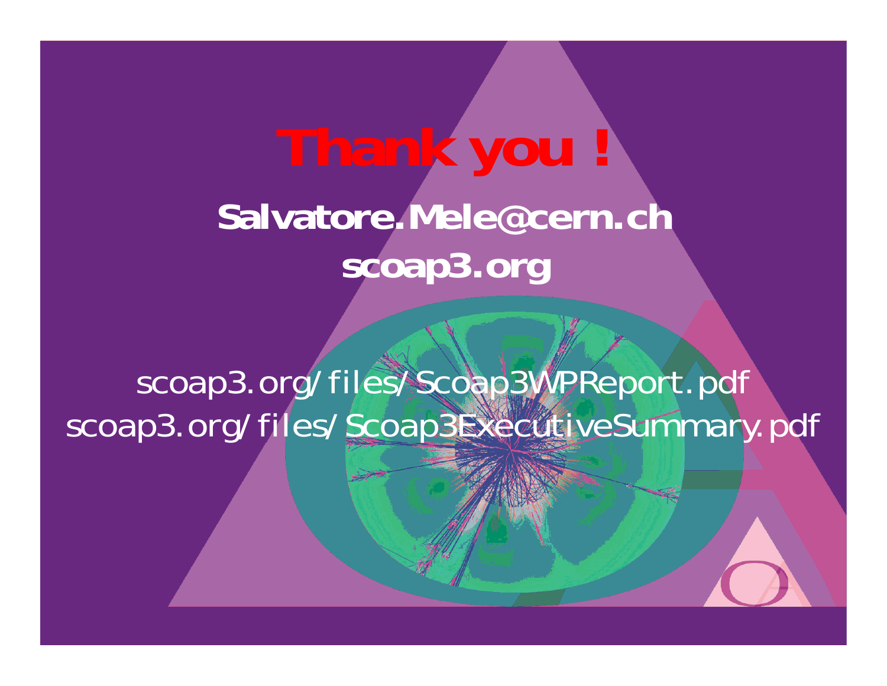# Thank you !

**Salvatore.Mele@cern.ch**

**scoap3.org**

scoap3.org/files/Scoap3WPReport.pdf

scoap3.org/files/Scoap3ExecutiveSummary.pdf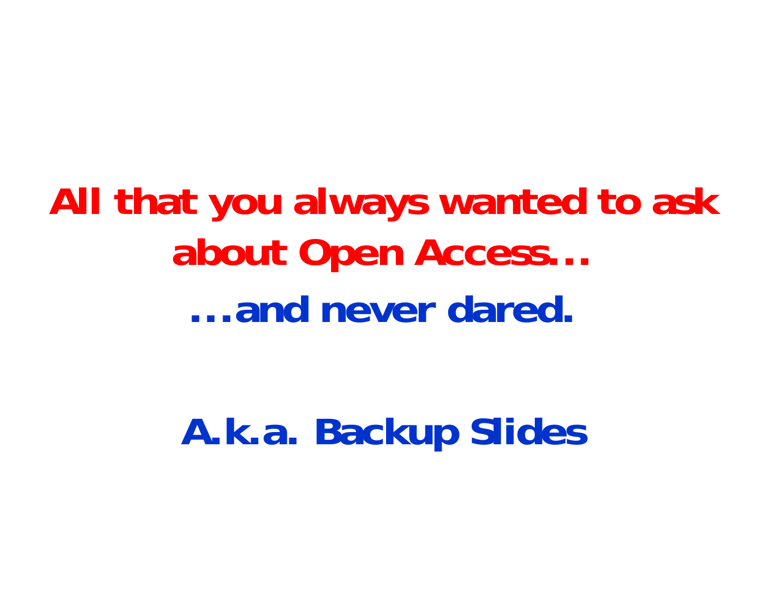# All that you always wanted to ask about Open Access…

## …and never dared.

## A.k.a. Backup Slides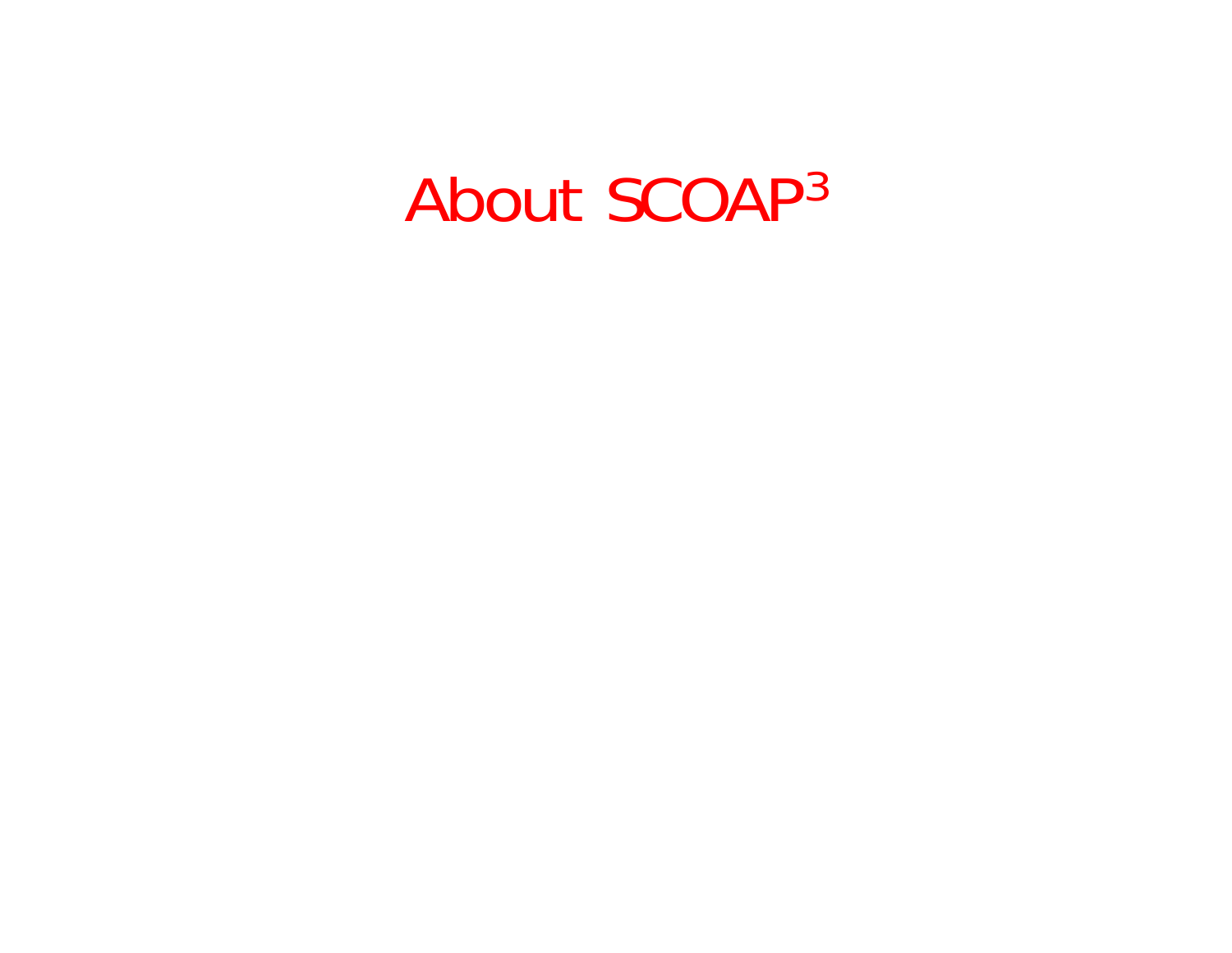# About SCOAP$^3$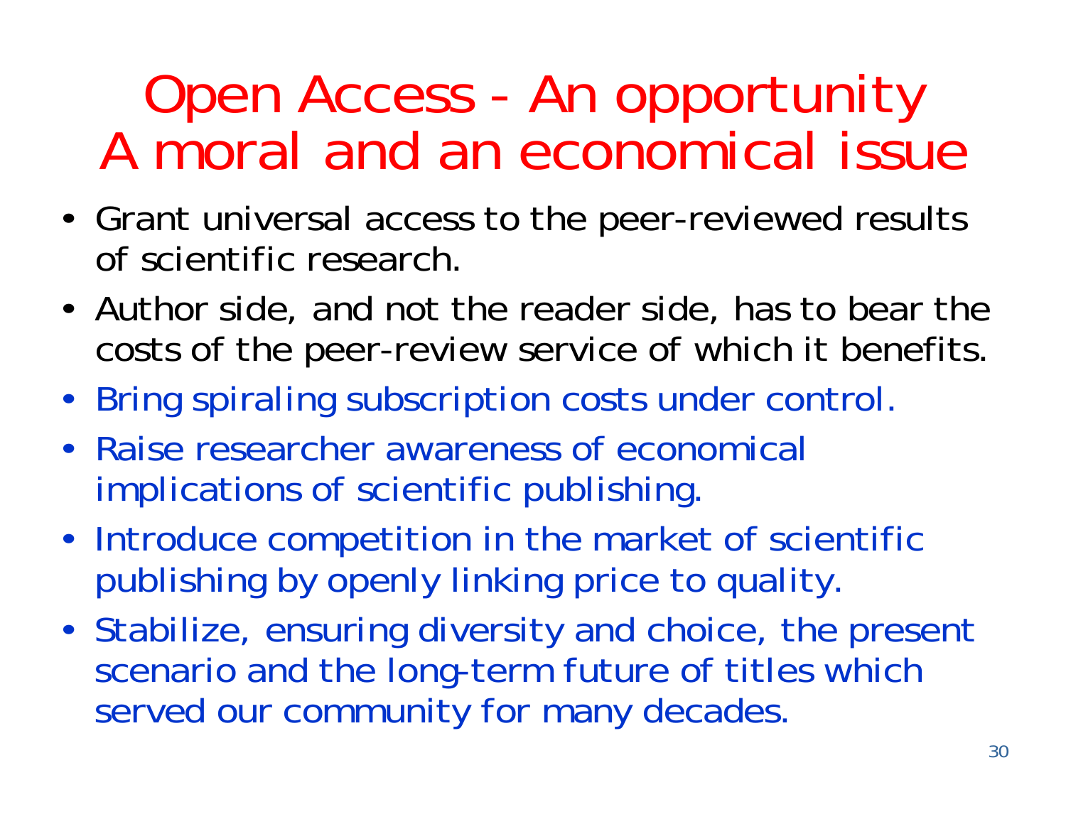# Open Access - An opportunity
# A moral and an economical issue

- Grant universal access to the peer-reviewed results of scientific research.
- Author side, and not the reader side, has to bear the costs of the peer-review service of which it benefits.
- Bring spiraling subscription costs under control.
- Raise researcher awareness of economical implications of scientific publishing.
- Introduce competition in the market of scientific publishing by openly linking price to quality.
- Stabilize, ensuring diversity and choice, the present scenario and the long-term future of titles which served our community for many decades.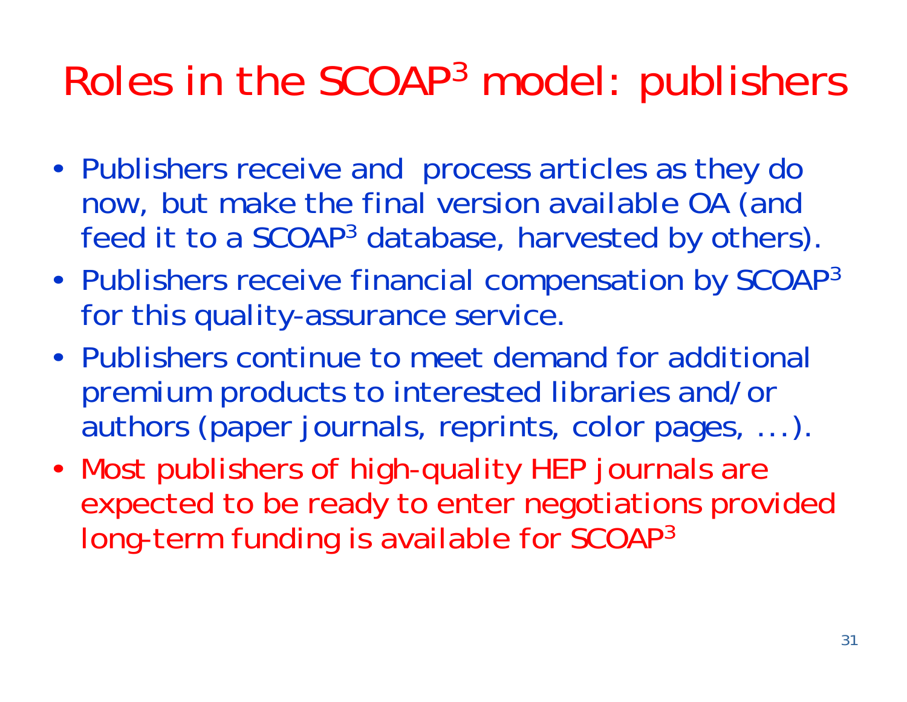# Roles in the SCOAP$^3$ model: publishers

- Publishers receive and process articles as they do now, but make the final version available OA (and feed it to a SCOAP$^3$ database, harvested by others).
- Publishers receive financial compensation by SCOAP$^3$ for this quality-assurance service.
- Publishers continue to meet demand for additional premium products to interested libraries and/or authors (paper journals, reprints, color pages, …).
- Most publishers of high-quality HEP journals are expected to be ready to enter negotiations provided long-term funding is available for SCOAP$^3$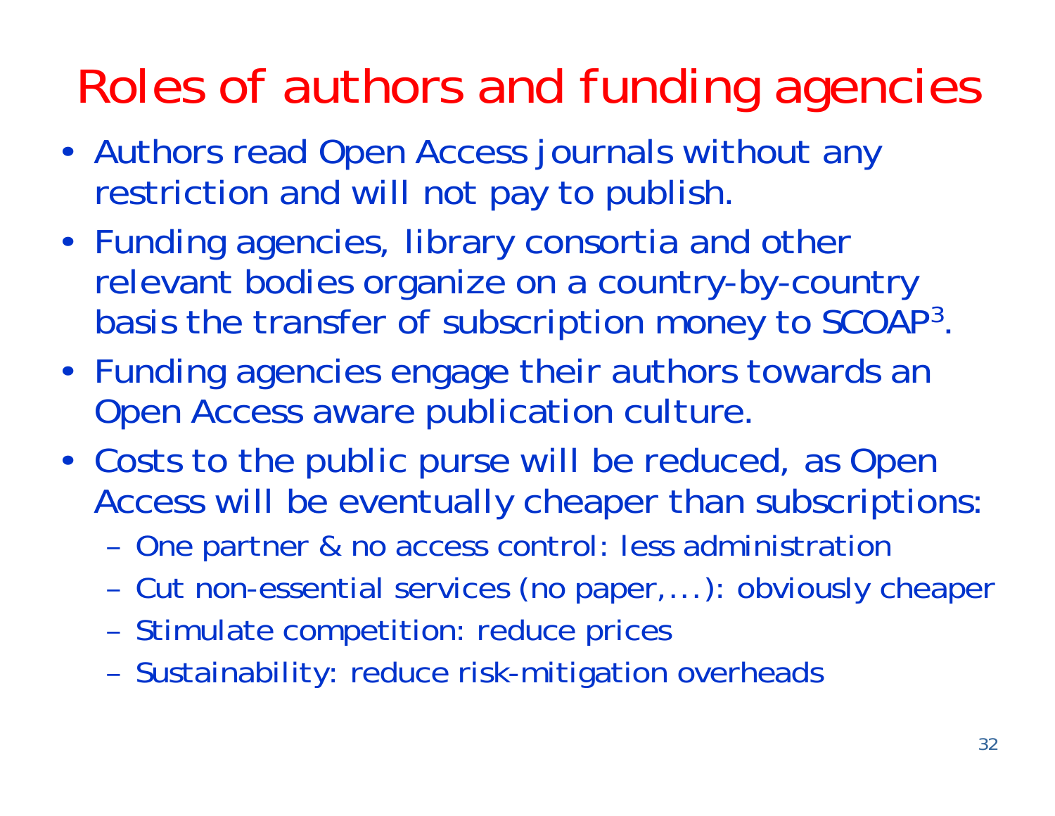# Roles of authors and funding agencies

- Authors read Open Access journals without any restriction and will not pay to publish.
- Funding agencies, library consortia and other relevant bodies organize on a country-by-country basis the transfer of subscription money to SCOAP$^3$.
- Funding agencies engage their authors towards an Open Access aware publication culture.
- Costs to the public purse will be reduced, as Open Access will be eventually cheaper than subscriptions:
  - One partner & no access control: less administration
  - Cut non-essential services (no paper,…): obviously cheaper
  - Stimulate competition: reduce prices
  - Sustainability: reduce risk-mitigation overheads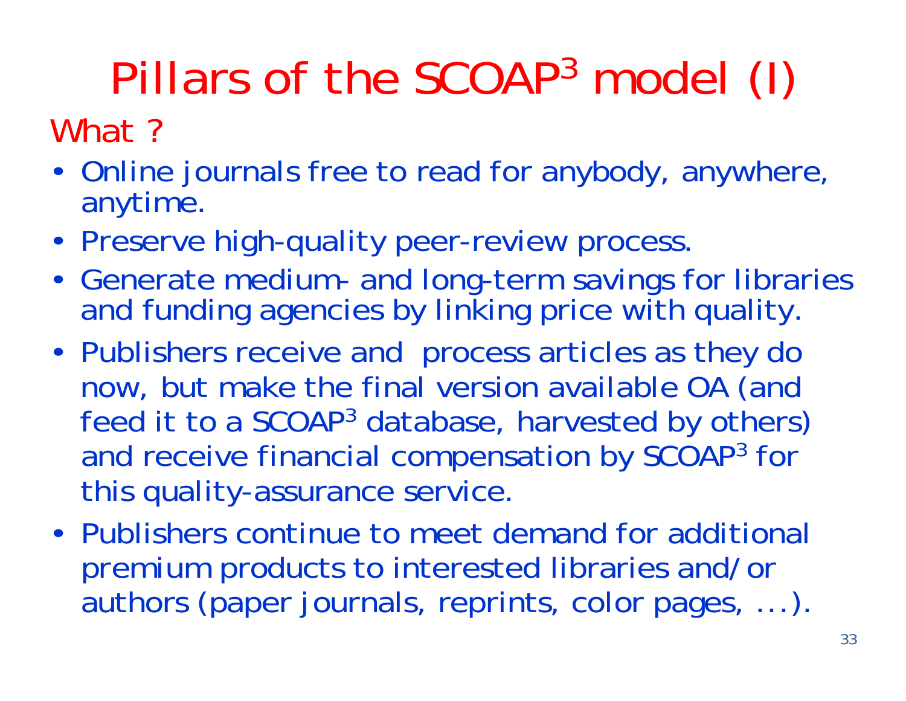# Pillars of the SCOAP$^3$ model (I)

## What ?

- Online journals free to read for anybody, anywhere, anytime.
- Preserve high-quality peer-review process.
- Generate medium- and long-term savings for libraries and funding agencies by linking price with quality.
- Publishers receive and process articles as they do now, but make the final version available OA (and feed it to a SCOAP$^3$ database, harvested by others) and receive financial compensation by SCOAP$^3$ for this quality-assurance service.
- Publishers continue to meet demand for additional premium products to interested libraries and/or authors (paper journals, reprints, color pages, …).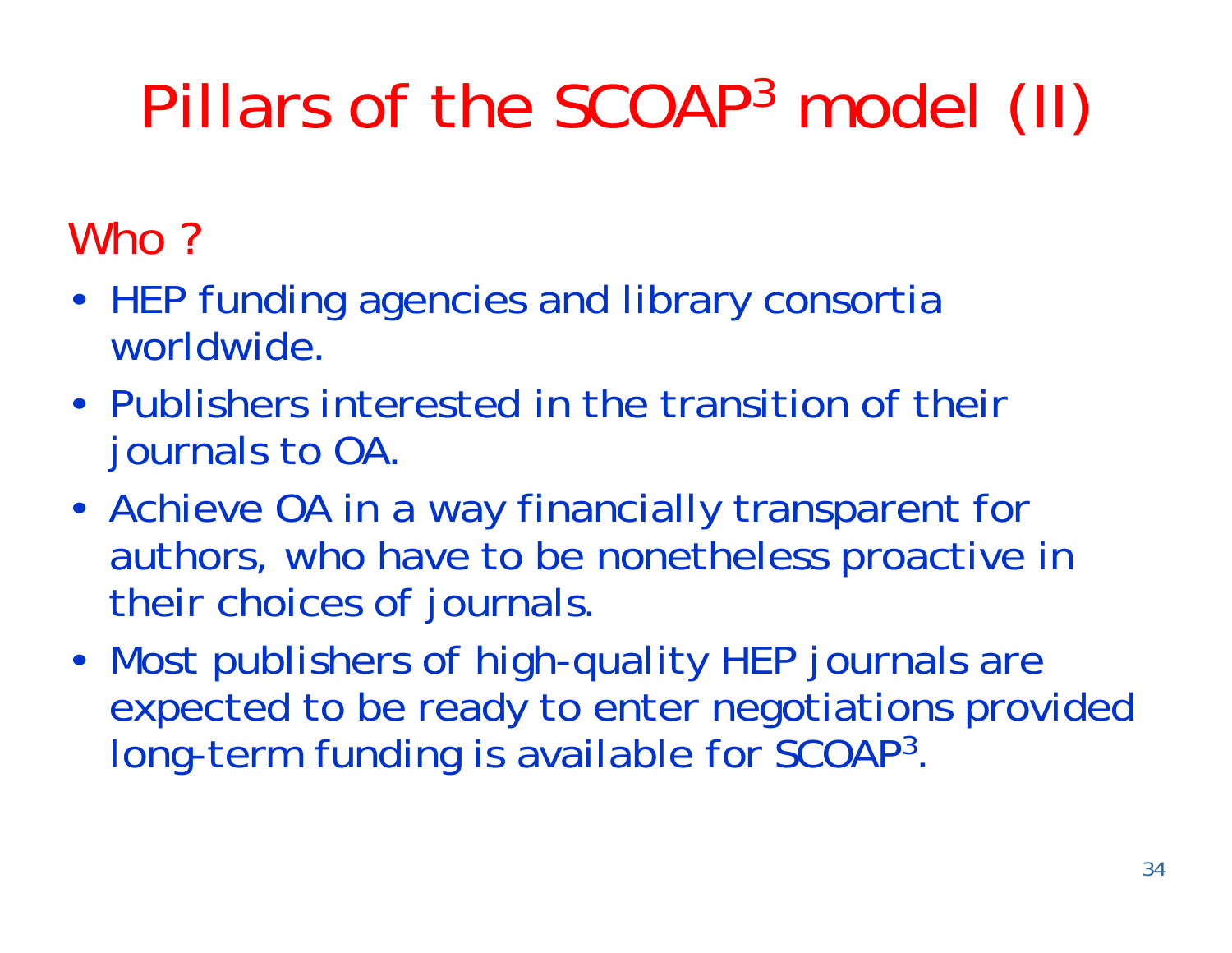# Pillars of the SCOAP$^3$ model (II)

## Who ?

- HEP funding agencies and library consortia worldwide.
- Publishers interested in the transition of their journals to OA.
- Achieve OA in a way financially transparent for authors, who have to be nonetheless proactive in their choices of journals.
- Most publishers of high-quality HEP journals are expected to be ready to enter negotiations provided long-term funding is available for SCOAP$^3$.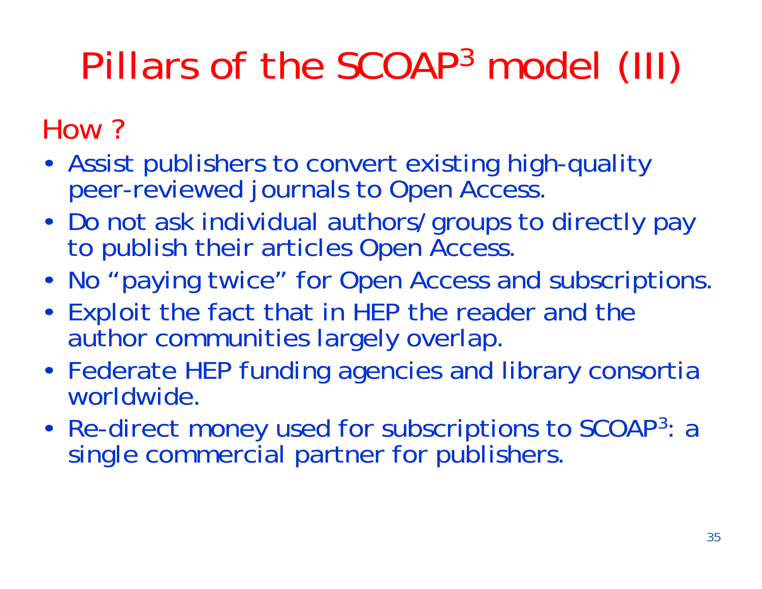# Pillars of the SCOAP$^3$ model (III)

## How ?

- Assist publishers to convert existing high-quality peer-reviewed journals to Open Access.
- Do not ask individual authors/groups to directly pay to publish their articles Open Access.
- No "paying twice" for Open Access and subscriptions.
- Exploit the fact that in HEP the reader and the author communities largely overlap.
- Federate HEP funding agencies and library consortia worldwide.
- Re-direct money used for subscriptions to SCOAP$^3$: a single commercial partner for publishers.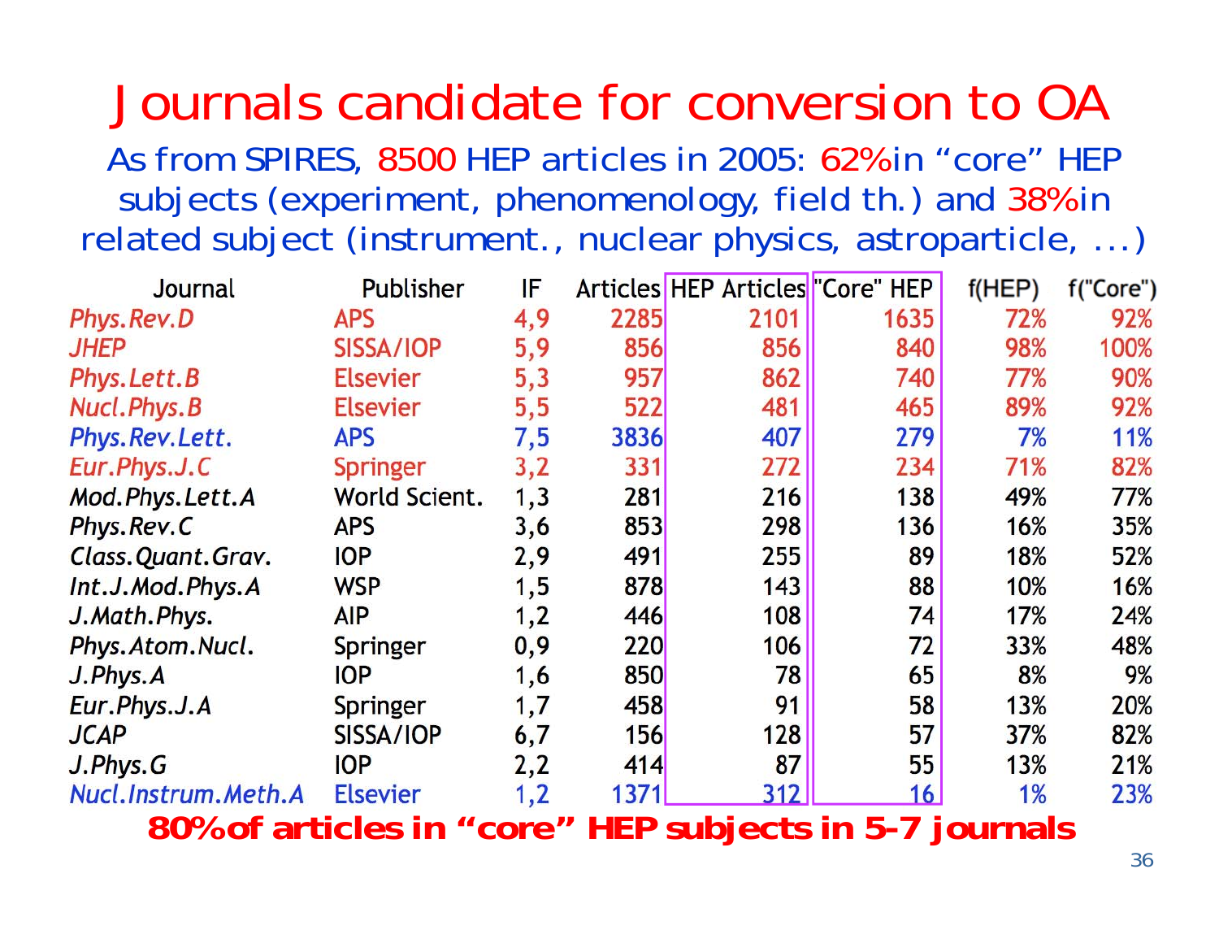# Journals candidate for conversion to OA

As from SPIRES, 8500 HEP articles in 2005: 62% in "core" HEP subjects (experiment, phenomenology, field th.) and 38% in related subject (instrument., nuclear physics, astroparticle, ...)

| Journal | Publisher | IF | Articles | HEP Articles | "Core" HEP | f(HEP) | f("Core") |
|---|---|---|---|---|---|---|---|
| *Phys.Rev.D* | APS | 4,9 | 2285 | 2101 | 1635 | 72% | 92% |
| *JHEP* | SISSA/IOP | 5,9 | 856 | 856 | 840 | 98% | 100% |
| *Phys.Lett.B* | Elsevier | 5,3 | 957 | 862 | 740 | 77% | 90% |
| *Nucl.Phys.B* | Elsevier | 5,5 | 522 | 481 | 465 | 89% | 92% |
| *Phys.Rev.Lett.* | APS | 7,5 | 3836 | 407 | 279 | 7% | 11% |
| *Eur.Phys.J.C* | Springer | 3,2 | 331 | 272 | 234 | 71% | 82% |
| *Mod.Phys.Lett.A* | World Scient. | 1,3 | 281 | 216 | 138 | 49% | 77% |
| *Phys.Rev.C* | APS | 3,6 | 853 | 298 | 136 | 16% | 35% |
| *Class.Quant.Grav.* | IOP | 2,9 | 491 | 255 | 89 | 18% | 52% |
| *Int.J.Mod.Phys.A* | WSP | 1,5 | 878 | 143 | 88 | 10% | 16% |
| *J.Math.Phys.* | AIP | 1,2 | 446 | 108 | 74 | 17% | 24% |
| *Phys.Atom.Nucl.* | Springer | 0,9 | 220 | 106 | 72 | 33% | 48% |
| *J.Phys.A* | IOP | 1,6 | 850 | 78 | 65 | 8% | 9% |
| *Eur.Phys.J.A* | Springer | 1,7 | 458 | 91 | 58 | 13% | 20% |
| *JCAP* | SISSA/IOP | 6,7 | 156 | 128 | 57 | 37% | 82% |
| *J.Phys.G* | IOP | 2,2 | 414 | 87 | 55 | 13% | 21% |
| *Nucl.Instrum.Meth.A* | Elsevier | 1,2 | 1371 | 312 | 16 | 1% | 23% |

**80% of articles in "core" HEP subjects in 5-7 journals**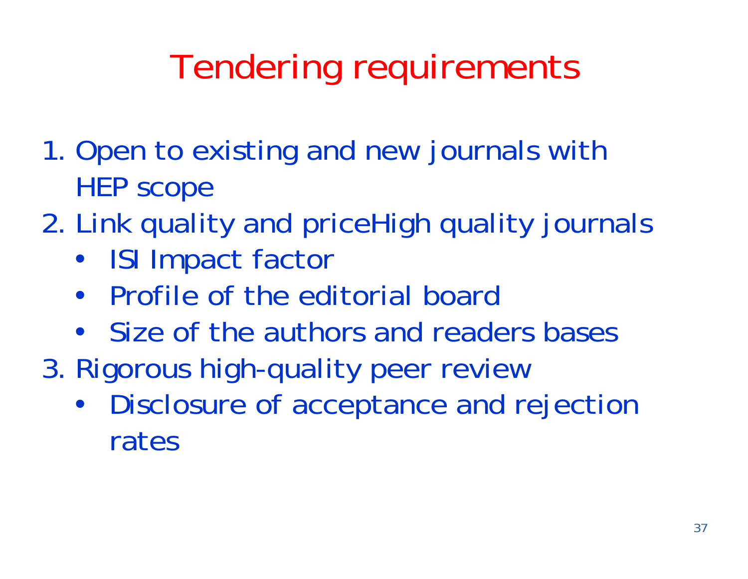# Tendering requirements

1. Open to existing and new journals with HEP scope
2. Link quality and priceHigh quality journals
   - ISI Impact factor
   - Profile of the editorial board
   - Size of the authors and readers bases
3. Rigorous high-quality peer review
   - Disclosure of acceptance and rejection rates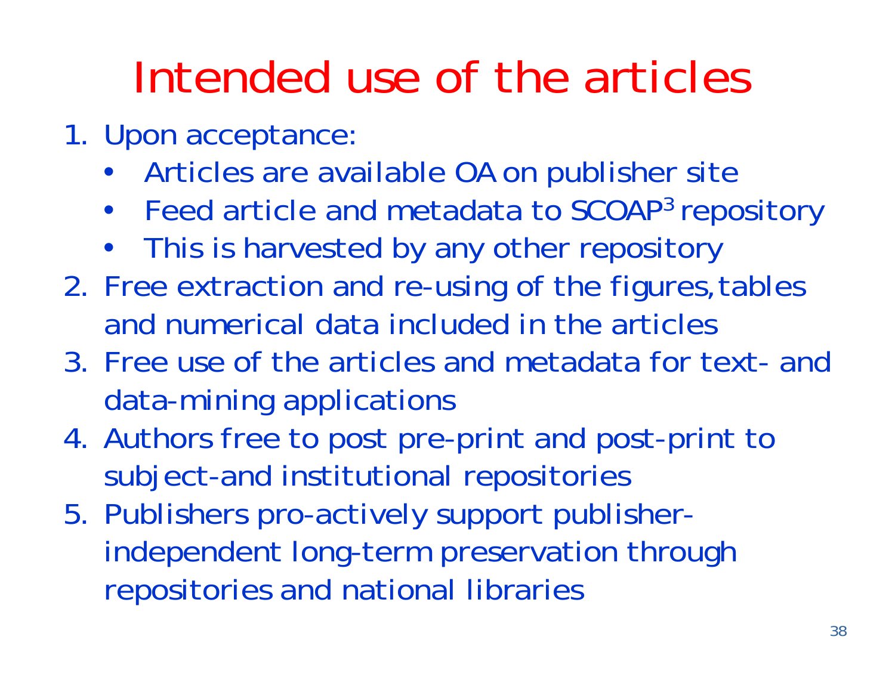# Intended use of the articles

1. Upon acceptance:
   - Articles are available OA on publisher site
   - Feed article and metadata to SCOAP$^3$ repository
   - This is harvested by any other repository
2. Free extraction and re-using of the figures, tables and numerical data included in the articles
3. Free use of the articles and metadata for text- and data-mining applications
4. Authors free to post pre-print and post-print to subject-and institutional repositories
5. Publishers pro-actively support publisher-independent long-term preservation through repositories and national libraries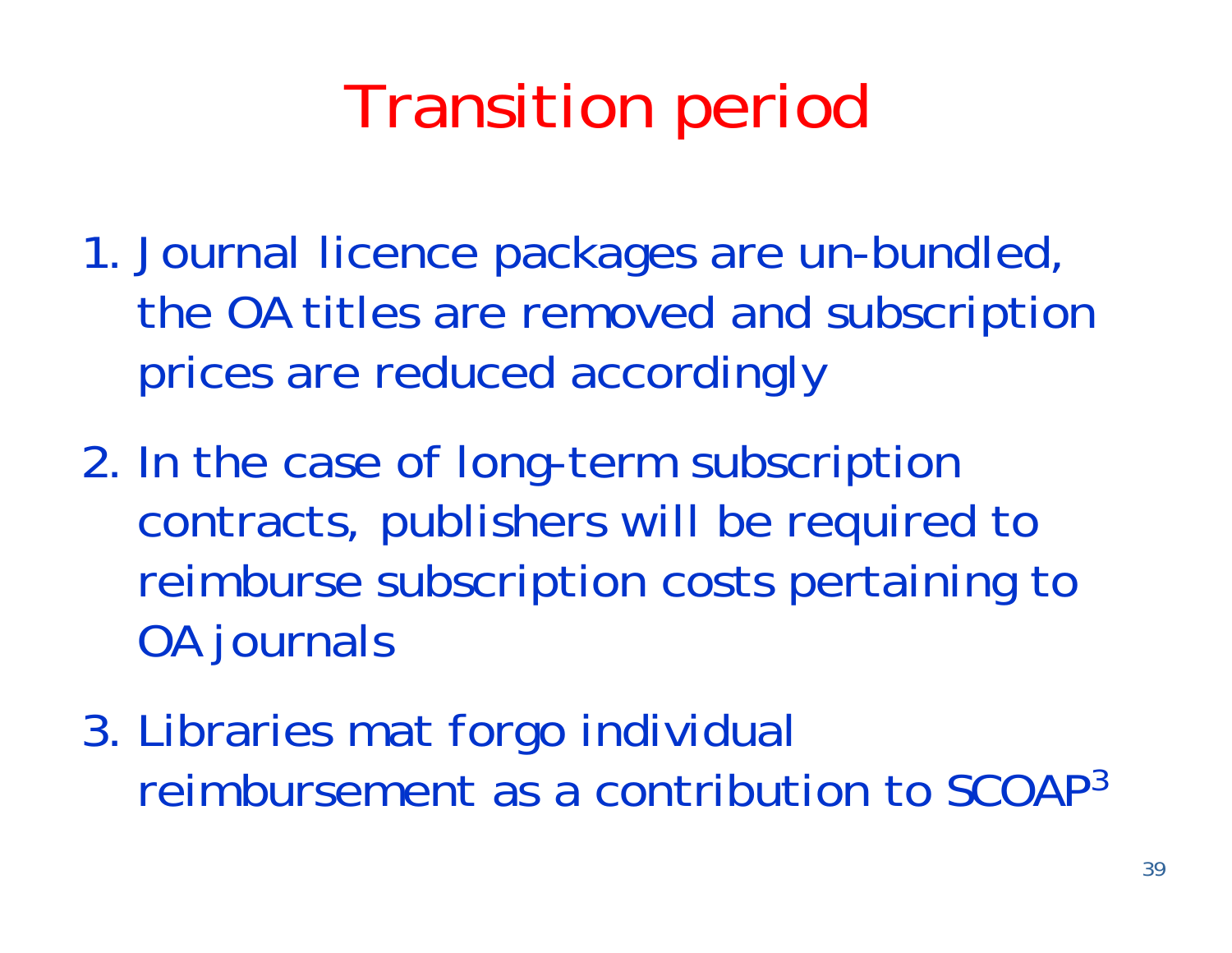# Transition period

1. Journal licence packages are un-bundled, the OA titles are removed and subscription prices are reduced accordingly
2. In the case of long-term subscription contracts, publishers will be required to reimburse subscription costs pertaining to OA journals
3. Libraries mat forgo individual reimbursement as a contribution to SCOAP$^3$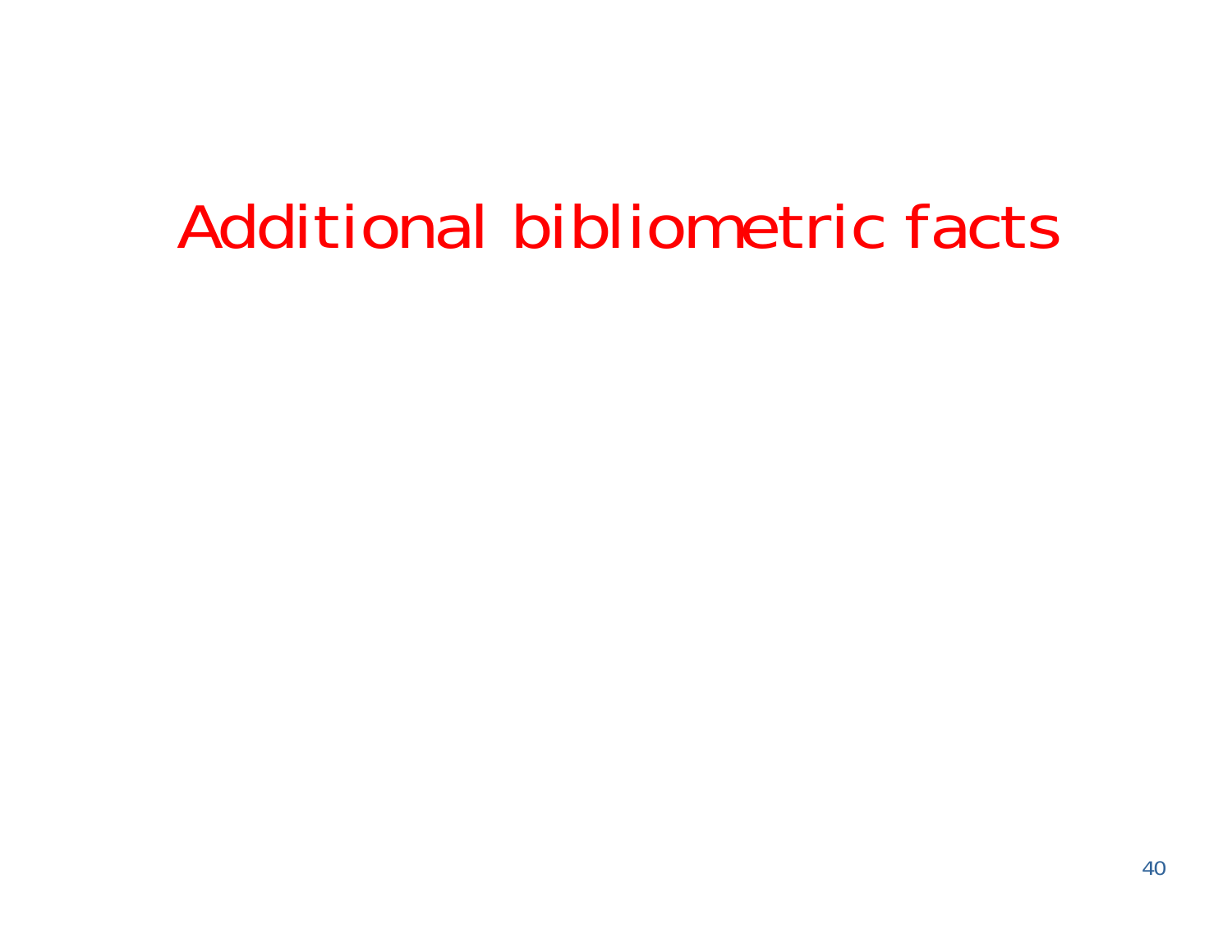# Additional bibliometric facts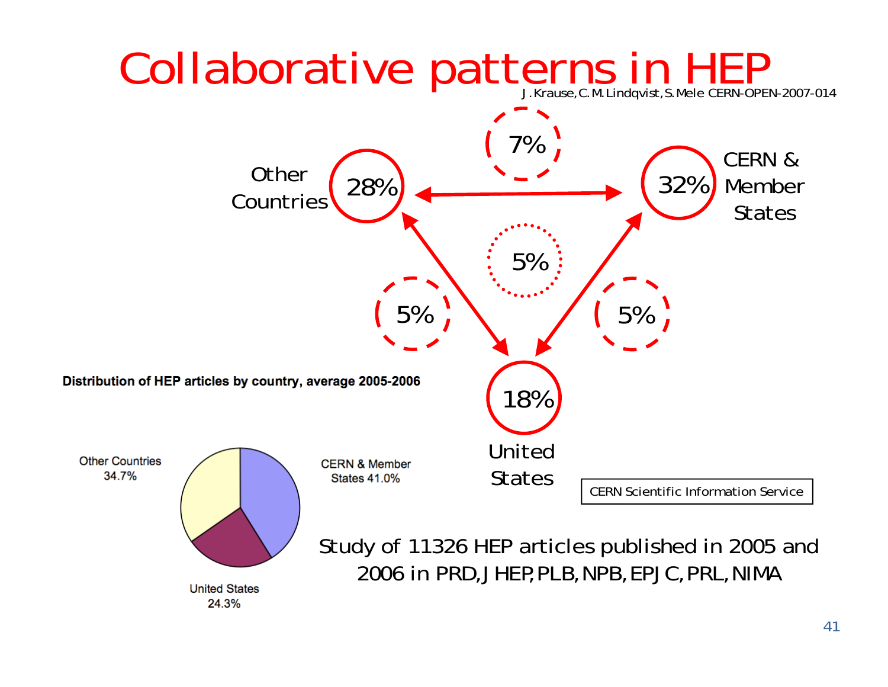# Collaborative patterns in HEP

J. Krause, C. M. Lindqvist, S. Mele CERN-OPEN-2007-014

Other Countries 28%

CERN & Member States 32%

United States 18%

7%

5%

5%

5%

**Distribution of HEP articles by country, average 2005-2006**

Other Countries 34.7%

CERN & Member States 41.0%

United States 24.3%

CERN Scientific Information Service

Study of 11326 HEP articles published in 2005 and 2006 in PRD, JHEP, PLB, NPB, EPJC, PRL, NIMA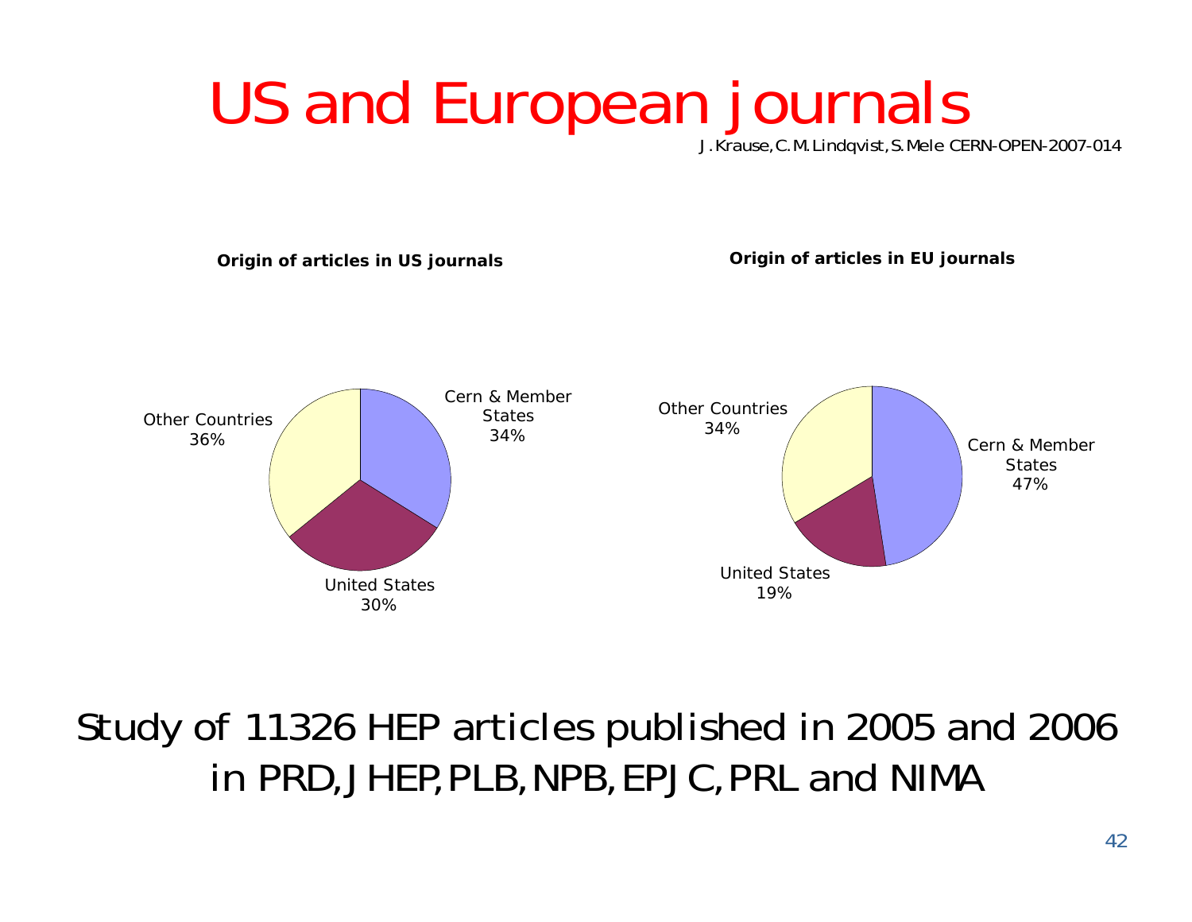# US and European journals

J. Krause, C. M. Lindqvist, S. Mele CERN-OPEN-2007-014

**Origin of articles in US journals**

Cern & Member States 34%

United States 30%

Other Countries 36%

**Origin of articles in EU journals**

Cern & Member States 47%

United States 19%

Other Countries 34%

Study of 11326 HEP articles published in 2005 and 2006 in PRD, JHEP, PLB, NPB, EPJC, PRL and NIMA